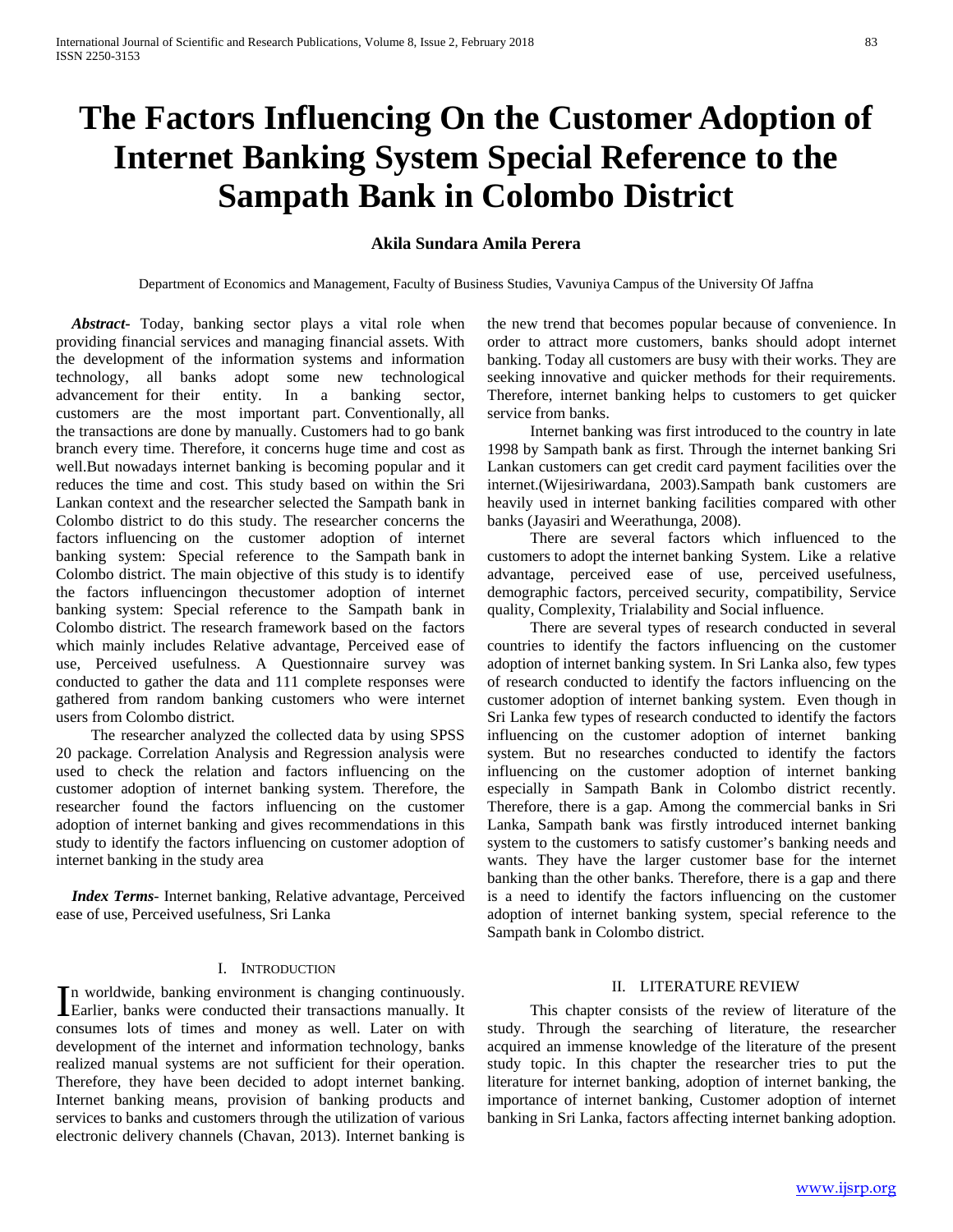# The Factors Influencing On the Customer Adoption of Internet Banking System Special Reference to the Sampath Bank in Colombo District

**Akila Sundara Amila Perera**

Department of Economics and Management, Faculty of Business Studies, Vavuniya Campus of the University Of Jaffna

***Abstract***- Today, banking sector plays a vital role when providing financial services and managing financial assets. With the development of the information systems and information technology, all banks adopt some new technological advancement for their entity. In a banking sector, customers are the most important part. Conventionally, all the transactions are done by manually. Customers had to go bank branch every time. Therefore, it concerns huge time and cost as well.But nowadays internet banking is becoming popular and it reduces the time and cost. This study based on within the Sri Lankan context and the researcher selected the Sampath bank in Colombo district to do this study. The researcher concerns the factors influencing on the customer adoption of internet banking system: Special reference to the Sampath bank in Colombo district. The main objective of this study is to identify the factors influencingon thecustomer adoption of internet banking system: Special reference to the Sampath bank in Colombo district. The research framework based on the factors which mainly includes Relative advantage, Perceived ease of use, Perceived usefulness. A Questionnaire survey was conducted to gather the data and 111 complete responses were gathered from random banking customers who were internet users from Colombo district.

The researcher analyzed the collected data by using SPSS 20 package. Correlation Analysis and Regression analysis were used to check the relation and factors influencing on the customer adoption of internet banking system. Therefore, the researcher found the factors influencing on the customer adoption of internet banking and gives recommendations in this study to identify the factors influencing on customer adoption of internet banking in the study area

***Index Terms***- Internet banking, Relative advantage, Perceived ease of use, Perceived usefulness, Sri Lanka

## I. Introduction

In worldwide, banking environment is changing continuously. Earlier, banks were conducted their transactions manually. It consumes lots of times and money as well. Later on with development of the internet and information technology, banks realized manual systems are not sufficient for their operation. Therefore, they have been decided to adopt internet banking. Internet banking means, provision of banking products and services to banks and customers through the utilization of various electronic delivery channels (Chavan, 2013). Internet banking is the new trend that becomes popular because of convenience. In order to attract more customers, banks should adopt internet banking. Today all customers are busy with their works. They are seeking innovative and quicker methods for their requirements. Therefore, internet banking helps to customers to get quicker service from banks.

Internet banking was first introduced to the country in late 1998 by Sampath bank as first. Through the internet banking Sri Lankan customers can get credit card payment facilities over the internet.(Wijesiriwardana, 2003).Sampath bank customers are heavily used in internet banking facilities compared with other banks (Jayasiri and Weerathunga, 2008).

There are several factors which influenced to the customers to adopt the internet banking System. Like a relative advantage, perceived ease of use, perceived usefulness, demographic factors, perceived security, compatibility, Service quality, Complexity, Trialability and Social influence.

There are several types of research conducted in several countries to identify the factors influencing on the customer adoption of internet banking system. In Sri Lanka also, few types of research conducted to identify the factors influencing on the customer adoption of internet banking system. Even though in Sri Lanka few types of research conducted to identify the factors influencing on the customer adoption of internet banking system. But no researches conducted to identify the factors influencing on the customer adoption of internet banking especially in Sampath Bank in Colombo district recently. Therefore, there is a gap. Among the commercial banks in Sri Lanka, Sampath bank was firstly introduced internet banking system to the customers to satisfy customer's banking needs and wants. They have the larger customer base for the internet banking than the other banks. Therefore, there is a gap and there is a need to identify the factors influencing on the customer adoption of internet banking system, special reference to the Sampath bank in Colombo district.

## II. Literature Review

This chapter consists of the review of literature of the study. Through the searching of literature, the researcher acquired an immense knowledge of the literature of the present study topic. In this chapter the researcher tries to put the literature for internet banking, adoption of internet banking, the importance of internet banking, Customer adoption of internet banking in Sri Lanka, factors affecting internet banking adoption.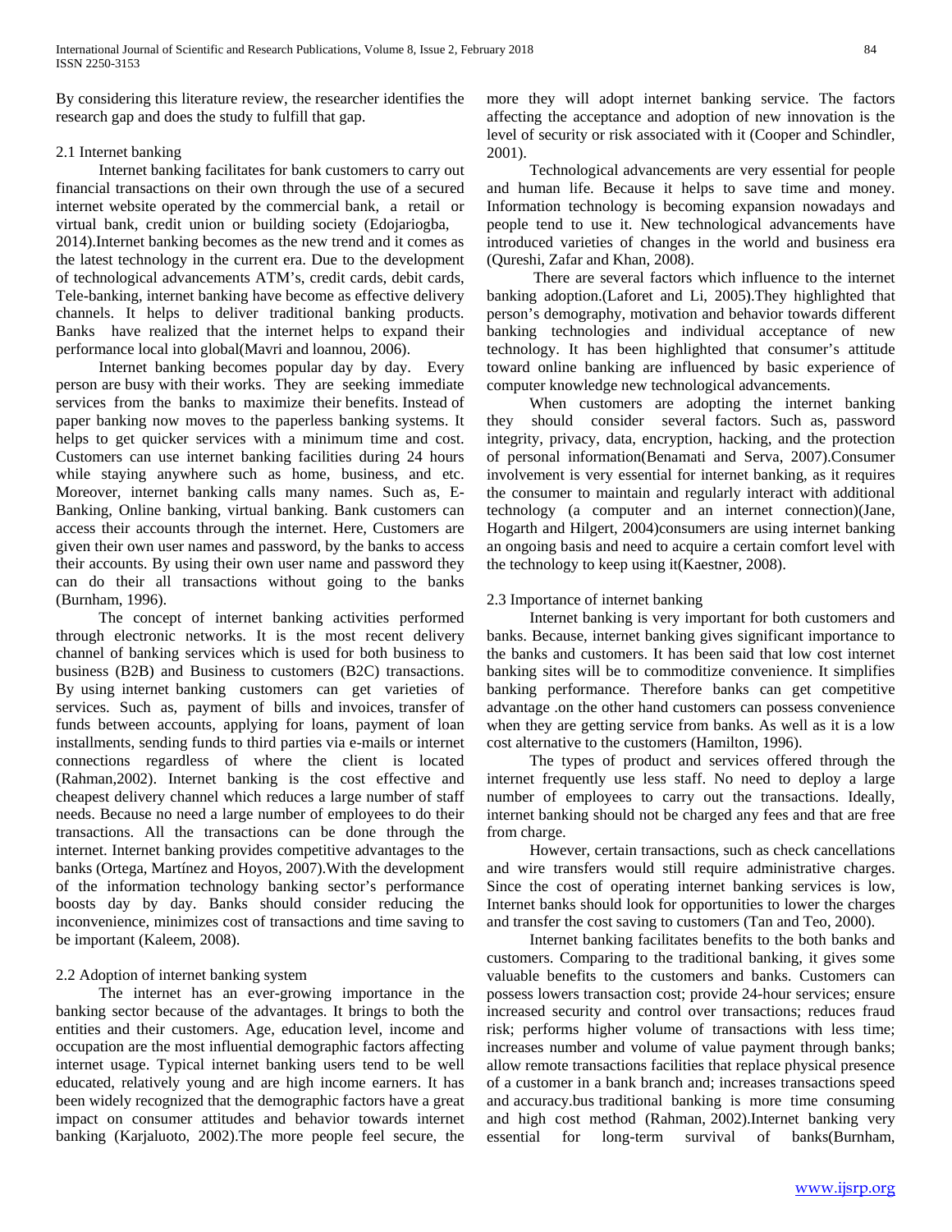By considering this literature review, the researcher identifies the research gap and does the study to fulfill that gap.

### 2.1 Internet banking

Internet banking facilitates for bank customers to carry out financial transactions on their own through the use of a secured internet website operated by the commercial bank, a retail or virtual bank, credit union or building society (Edojariogba, 2014).Internet banking becomes as the new trend and it comes as the latest technology in the current era. Due to the development of technological advancements ATM's, credit cards, debit cards, Tele-banking, internet banking have become as effective delivery channels. It helps to deliver traditional banking products. Banks have realized that the internet helps to expand their performance local into global(Mavri and loannou, 2006).

Internet banking becomes popular day by day. Every person are busy with their works. They are seeking immediate services from the banks to maximize their benefits. Instead of paper banking now moves to the paperless banking systems. It helps to get quicker services with a minimum time and cost. Customers can use internet banking facilities during 24 hours while staying anywhere such as home, business, and etc. Moreover, internet banking calls many names. Such as, E-Banking, Online banking, virtual banking. Bank customers can access their accounts through the internet. Here, Customers are given their own user names and password, by the banks to access their accounts. By using their own user name and password they can do their all transactions without going to the banks (Burnham, 1996).

The concept of internet banking activities performed through electronic networks. It is the most recent delivery channel of banking services which is used for both business to business (B2B) and Business to customers (B2C) transactions. By using internet banking customers can get varieties of services. Such as, payment of bills and invoices, transfer of funds between accounts, applying for loans, payment of loan installments, sending funds to third parties via e-mails or internet connections regardless of where the client is located (Rahman,2002). Internet banking is the cost effective and cheapest delivery channel which reduces a large number of staff needs. Because no need a large number of employees to do their transactions. All the transactions can be done through the internet. Internet banking provides competitive advantages to the banks (Ortega, Martínez and Hoyos, 2007).With the development of the information technology banking sector's performance boosts day by day. Banks should consider reducing the inconvenience, minimizes cost of transactions and time saving to be important (Kaleem, 2008).

### 2.2 Adoption of internet banking system

The internet has an ever-growing importance in the banking sector because of the advantages. It brings to both the entities and their customers. Age, education level, income and occupation are the most influential demographic factors affecting internet usage. Typical internet banking users tend to be well educated, relatively young and are high income earners. It has been widely recognized that the demographic factors have a great impact on consumer attitudes and behavior towards internet banking (Karjaluoto, 2002).The more people feel secure, the more they will adopt internet banking service. The factors affecting the acceptance and adoption of new innovation is the level of security or risk associated with it (Cooper and Schindler, 2001).

Technological advancements are very essential for people and human life. Because it helps to save time and money. Information technology is becoming expansion nowadays and people tend to use it. New technological advancements have introduced varieties of changes in the world and business era (Qureshi, Zafar and Khan, 2008).

There are several factors which influence to the internet banking adoption.(Laforet and Li, 2005).They highlighted that person's demography, motivation and behavior towards different banking technologies and individual acceptance of new technology. It has been highlighted that consumer's attitude toward online banking are influenced by basic experience of computer knowledge new technological advancements.

When customers are adopting the internet banking they should consider several factors. Such as, password integrity, privacy, data, encryption, hacking, and the protection of personal information(Benamati and Serva, 2007).Consumer involvement is very essential for internet banking, as it requires the consumer to maintain and regularly interact with additional technology (a computer and an internet connection)(Jane, Hogarth and Hilgert, 2004)consumers are using internet banking an ongoing basis and need to acquire a certain comfort level with the technology to keep using it(Kaestner, 2008).

### 2.3 Importance of internet banking

Internet banking is very important for both customers and banks. Because, internet banking gives significant importance to the banks and customers. It has been said that low cost internet banking sites will be to commoditize convenience. It simplifies banking performance. Therefore banks can get competitive advantage .on the other hand customers can possess convenience when they are getting service from banks. As well as it is a low cost alternative to the customers (Hamilton, 1996).

The types of product and services offered through the internet frequently use less staff. No need to deploy a large number of employees to carry out the transactions. Ideally, internet banking should not be charged any fees and that are free from charge.

However, certain transactions, such as check cancellations and wire transfers would still require administrative charges. Since the cost of operating internet banking services is low, Internet banks should look for opportunities to lower the charges and transfer the cost saving to customers (Tan and Teo, 2000).

Internet banking facilitates benefits to the both banks and customers. Comparing to the traditional banking, it gives some valuable benefits to the customers and banks. Customers can possess lowers transaction cost; provide 24-hour services; ensure increased security and control over transactions; reduces fraud risk; performs higher volume of transactions with less time; increases number and volume of value payment through banks; allow remote transactions facilities that replace physical presence of a customer in a bank branch and; increases transactions speed and accuracy.bus traditional banking is more time consuming and high cost method (Rahman, 2002).Internet banking very essential for long-term survival of banks(Burnham,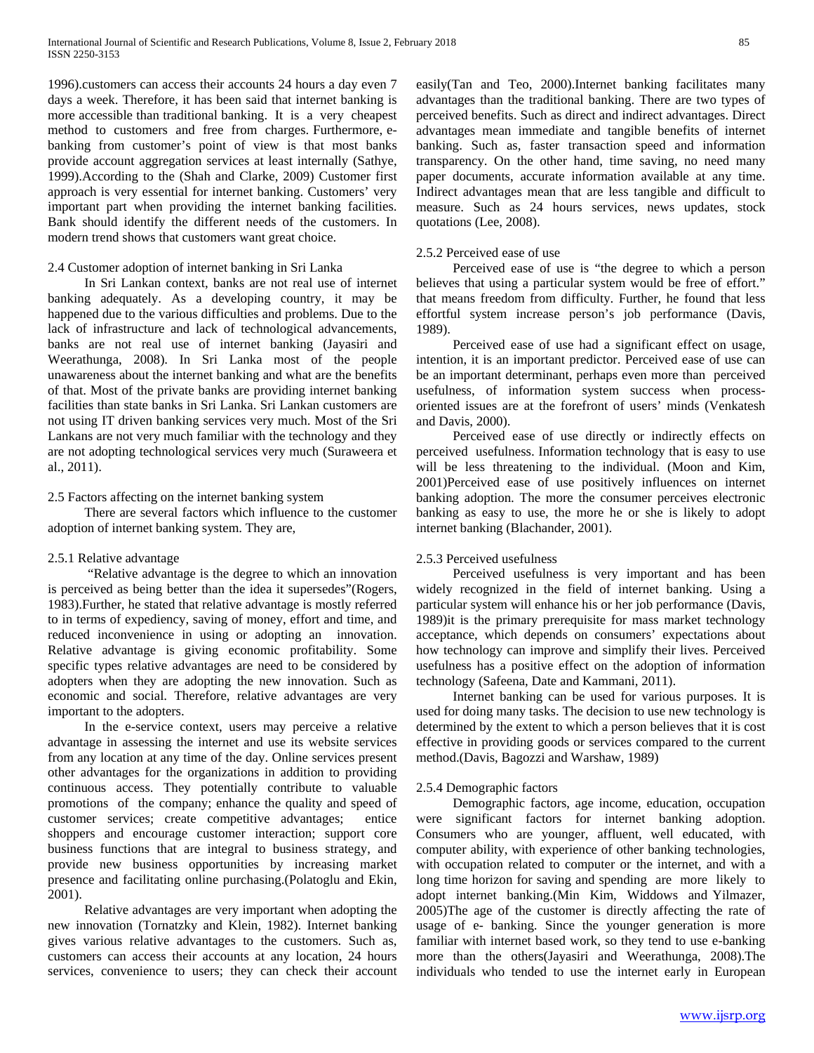1996).customers can access their accounts 24 hours a day even 7 days a week. Therefore, it has been said that internet banking is more accessible than traditional banking. It is a very cheapest method to customers and free from charges. Furthermore, e-banking from customer's point of view is that most banks provide account aggregation services at least internally (Sathye, 1999).According to the (Shah and Clarke, 2009) Customer first approach is very essential for internet banking. Customers' very important part when providing the internet banking facilities. Bank should identify the different needs of the customers. In modern trend shows that customers want great choice.

### 2.4 Customer adoption of internet banking in Sri Lanka

In Sri Lankan context, banks are not real use of internet banking adequately. As a developing country, it may be happened due to the various difficulties and problems. Due to the lack of infrastructure and lack of technological advancements, banks are not real use of internet banking (Jayasiri and Weerathunga, 2008). In Sri Lanka most of the people unawareness about the internet banking and what are the benefits of that. Most of the private banks are providing internet banking facilities than state banks in Sri Lanka. Sri Lankan customers are not using IT driven banking services very much. Most of the Sri Lankans are not very much familiar with the technology and they are not adopting technological services very much (Suraweera et al., 2011).

### 2.5 Factors affecting on the internet banking system

There are several factors which influence to the customer adoption of internet banking system. They are,

#### 2.5.1 Relative advantage

"Relative advantage is the degree to which an innovation is perceived as being better than the idea it supersedes"(Rogers, 1983).Further, he stated that relative advantage is mostly referred to in terms of expediency, saving of money, effort and time, and reduced inconvenience in using or adopting an innovation. Relative advantage is giving economic profitability. Some specific types relative advantages are need to be considered by adopters when they are adopting the new innovation. Such as economic and social. Therefore, relative advantages are very important to the adopters.

In the e-service context, users may perceive a relative advantage in assessing the internet and use its website services from any location at any time of the day. Online services present other advantages for the organizations in addition to providing continuous access. They potentially contribute to valuable promotions of the company; enhance the quality and speed of customer services; create competitive advantages; entice shoppers and encourage customer interaction; support core business functions that are integral to business strategy, and provide new business opportunities by increasing market presence and facilitating online purchasing.(Polatoglu and Ekin, 2001).

Relative advantages are very important when adopting the new innovation (Tornatzky and Klein, 1982). Internet banking gives various relative advantages to the customers. Such as, customers can access their accounts at any location, 24 hours services, convenience to users; they can check their account easily(Tan and Teo, 2000).Internet banking facilitates many advantages than the traditional banking. There are two types of perceived benefits. Such as direct and indirect advantages. Direct advantages mean immediate and tangible benefits of internet banking. Such as, faster transaction speed and information transparency. On the other hand, time saving, no need many paper documents, accurate information available at any time. Indirect advantages mean that are less tangible and difficult to measure. Such as 24 hours services, news updates, stock quotations (Lee, 2008).

#### 2.5.2 Perceived ease of use

Perceived ease of use is "the degree to which a person believes that using a particular system would be free of effort." that means freedom from difficulty. Further, he found that less effortful system increase person's job performance (Davis, 1989).

Perceived ease of use had a significant effect on usage, intention, it is an important predictor. Perceived ease of use can be an important determinant, perhaps even more than perceived usefulness, of information system success when process-oriented issues are at the forefront of users' minds (Venkatesh and Davis, 2000).

Perceived ease of use directly or indirectly effects on perceived usefulness. Information technology that is easy to use will be less threatening to the individual. (Moon and Kim, 2001)Perceived ease of use positively influences on internet banking adoption. The more the consumer perceives electronic banking as easy to use, the more he or she is likely to adopt internet banking (Blachander, 2001).

#### 2.5.3 Perceived usefulness

Perceived usefulness is very important and has been widely recognized in the field of internet banking. Using a particular system will enhance his or her job performance (Davis, 1989)it is the primary prerequisite for mass market technology acceptance, which depends on consumers' expectations about how technology can improve and simplify their lives. Perceived usefulness has a positive effect on the adoption of information technology (Safeena, Date and Kammani, 2011).

Internet banking can be used for various purposes. It is used for doing many tasks. The decision to use new technology is determined by the extent to which a person believes that it is cost effective in providing goods or services compared to the current method.(Davis, Bagozzi and Warshaw, 1989)

#### 2.5.4 Demographic factors

Demographic factors, age income, education, occupation were significant factors for internet banking adoption. Consumers who are younger, affluent, well educated, with computer ability, with experience of other banking technologies, with occupation related to computer or the internet, and with a long time horizon for saving and spending are more likely to adopt internet banking.(Min Kim, Widdows and Yilmazer, 2005)The age of the customer is directly affecting the rate of usage of e- banking. Since the younger generation is more familiar with internet based work, so they tend to use e-banking more than the others(Jayasiri and Weerathunga, 2008).The individuals who tended to use the internet early in European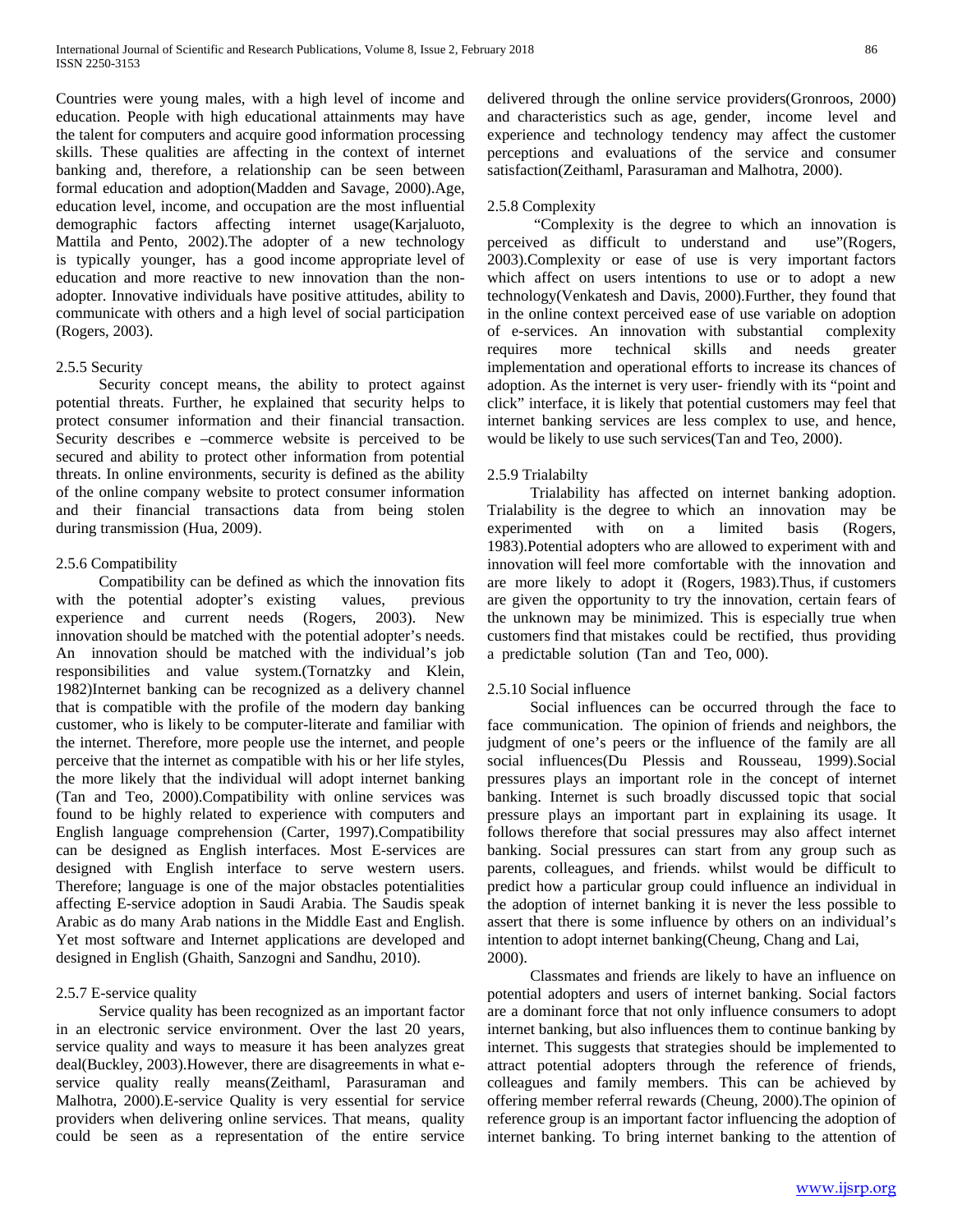Countries were young males, with a high level of income and education. People with high educational attainments may have the talent for computers and acquire good information processing skills. These qualities are affecting in the context of internet banking and, therefore, a relationship can be seen between formal education and adoption(Madden and Savage, 2000).Age, education level, income, and occupation are the most influential demographic factors affecting internet usage(Karjaluoto, Mattila and Pento, 2002).The adopter of a new technology is typically younger, has a good income appropriate level of education and more reactive to new innovation than the non-adopter. Innovative individuals have positive attitudes, ability to communicate with others and a high level of social participation (Rogers, 2003).

### 2.5.5 Security

Security concept means, the ability to protect against potential threats. Further, he explained that security helps to protect consumer information and their financial transaction. Security describes e –commerce website is perceived to be secured and ability to protect other information from potential threats. In online environments, security is defined as the ability of the online company website to protect consumer information and their financial transactions data from being stolen during transmission (Hua, 2009).

### 2.5.6 Compatibility

Compatibility can be defined as which the innovation fits with the potential adopter's existing values, previous experience and current needs (Rogers, 2003). New innovation should be matched with the potential adopter's needs. An innovation should be matched with the individual's job responsibilities and value system.(Tornatzky and Klein, 1982)Internet banking can be recognized as a delivery channel that is compatible with the profile of the modern day banking customer, who is likely to be computer-literate and familiar with the internet. Therefore, more people use the internet, and people perceive that the internet as compatible with his or her life styles, the more likely that the individual will adopt internet banking (Tan and Teo, 2000).Compatibility with online services was found to be highly related to experience with computers and English language comprehension (Carter, 1997).Compatibility can be designed as English interfaces. Most E-services are designed with English interface to serve western users. Therefore; language is one of the major obstacles potentialities affecting E-service adoption in Saudi Arabia. The Saudis speak Arabic as do many Arab nations in the Middle East and English. Yet most software and Internet applications are developed and designed in English (Ghaith, Sanzogni and Sandhu, 2010).

### 2.5.7 E-service quality

Service quality has been recognized as an important factor in an electronic service environment. Over the last 20 years, service quality and ways to measure it has been analyzes great deal(Buckley, 2003).However, there are disagreements in what e-service quality really means(Zeithaml, Parasuraman and Malhotra, 2000).E-service Quality is very essential for service providers when delivering online services. That means, quality could be seen as a representation of the entire service delivered through the online service providers(Gronroos, 2000) and characteristics such as age, gender, income level and experience and technology tendency may affect the customer perceptions and evaluations of the service and consumer satisfaction(Zeithaml, Parasuraman and Malhotra, 2000).

### 2.5.8 Complexity

"Complexity is the degree to which an innovation is perceived as difficult to understand and use"(Rogers, 2003).Complexity or ease of use is very important factors which affect on users intentions to use or to adopt a new technology(Venkatesh and Davis, 2000).Further, they found that in the online context perceived ease of use variable on adoption of e-services. An innovation with substantial complexity requires more technical skills and needs greater implementation and operational efforts to increase its chances of adoption. As the internet is very user- friendly with its "point and click" interface, it is likely that potential customers may feel that internet banking services are less complex to use, and hence, would be likely to use such services(Tan and Teo, 2000).

### 2.5.9 Trialabilty

Trialability has affected on internet banking adoption. Trialability is the degree to which an innovation may be experimented with on a limited basis (Rogers, 1983).Potential adopters who are allowed to experiment with and innovation will feel more comfortable with the innovation and are more likely to adopt it (Rogers, 1983).Thus, if customers are given the opportunity to try the innovation, certain fears of the unknown may be minimized. This is especially true when customers find that mistakes could be rectified, thus providing a predictable solution (Tan and Teo, 000).

### 2.5.10 Social influence

Social influences can be occurred through the face to face communication. The opinion of friends and neighbors, the judgment of one's peers or the influence of the family are all social influences(Du Plessis and Rousseau, 1999).Social pressures plays an important role in the concept of internet banking. Internet is such broadly discussed topic that social pressure plays an important part in explaining its usage. It follows therefore that social pressures may also affect internet banking. Social pressures can start from any group such as parents, colleagues, and friends. whilst would be difficult to predict how a particular group could influence an individual in the adoption of internet banking it is never the less possible to assert that there is some influence by others on an individual's intention to adopt internet banking(Cheung, Chang and Lai, 2000).

Classmates and friends are likely to have an influence on potential adopters and users of internet banking. Social factors are a dominant force that not only influence consumers to adopt internet banking, but also influences them to continue banking by internet. This suggests that strategies should be implemented to attract potential adopters through the reference of friends, colleagues and family members. This can be achieved by offering member referral rewards (Cheung, 2000).The opinion of reference group is an important factor influencing the adoption of internet banking. To bring internet banking to the attention of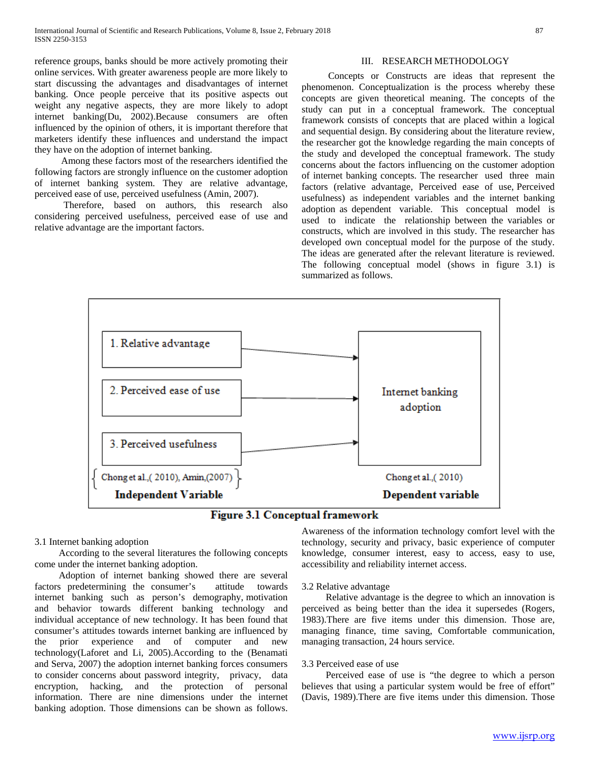reference groups, banks should be more actively promoting their online services. With greater awareness people are more likely to start discussing the advantages and disadvantages of internet banking. Once people perceive that its positive aspects out weight any negative aspects, they are more likely to adopt internet banking(Du, 2002).Because consumers are often influenced by the opinion of others, it is important therefore that marketers identify these influences and understand the impact they have on the adoption of internet banking.

Among these factors most of the researchers identified the following factors are strongly influence on the customer adoption of internet banking system. They are relative advantage, perceived ease of use, perceived usefulness (Amin, 2007).

Therefore, based on authors, this research also considering perceived usefulness, perceived ease of use and relative advantage are the important factors.

## III. RESEARCH METHODOLOGY

Concepts or Constructs are ideas that represent the phenomenon. Conceptualization is the process whereby these concepts are given theoretical meaning. The concepts of the study can put in a conceptual framework. The conceptual framework consists of concepts that are placed within a logical and sequential design. By considering about the literature review, the researcher got the knowledge regarding the main concepts of the study and developed the conceptual framework. The study concerns about the factors influencing on the customer adoption of internet banking concepts. The researcher used three main factors (relative advantage, Perceived ease of use, Perceived usefulness) as independent variables and the internet banking adoption as dependent variable. This conceptual model is used to indicate the relationship between the variables or constructs, which are involved in this study. The researcher has developed own conceptual model for the purpose of the study. The ideas are generated after the relevant literature is reviewed. The following conceptual model (shows in figure 3.1) is summarized as follows.

1. Relative advantage
2. Perceived ease of use
3. Perceived usefulness

Chong et al.,( 2010), Amin,(2007)

**Independent Variable**

Internet banking adoption

Chong et al.,( 2010)

**Dependent variable**

**Figure 3.1 Conceptual framework**

### 3.1 Internet banking adoption

According to the several literatures the following concepts come under the internet banking adoption.

Adoption of internet banking showed there are several factors predetermining the consumer's attitude towards internet banking such as person's demography, motivation and behavior towards different banking technology and individual acceptance of new technology. It has been found that consumer's attitudes towards internet banking are influenced by the prior experience and of computer and new technology(Laforet and Li, 2005).According to the (Benamati and Serva, 2007) the adoption internet banking forces consumers to consider concerns about password integrity, privacy, data encryption, hacking, and the protection of personal information. There are nine dimensions under the internet banking adoption. Those dimensions can be shown as follows. Awareness of the information technology comfort level with the technology, security and privacy, basic experience of computer knowledge, consumer interest, easy to access, easy to use, accessibility and reliability internet access.

### 3.2 Relative advantage

Relative advantage is the degree to which an innovation is perceived as being better than the idea it supersedes (Rogers, 1983).There are five items under this dimension. Those are, managing finance, time saving, Comfortable communication, managing transaction, 24 hours service.

### 3.3 Perceived ease of use

Perceived ease of use is "the degree to which a person believes that using a particular system would be free of effort" (Davis, 1989).There are five items under this dimension. Those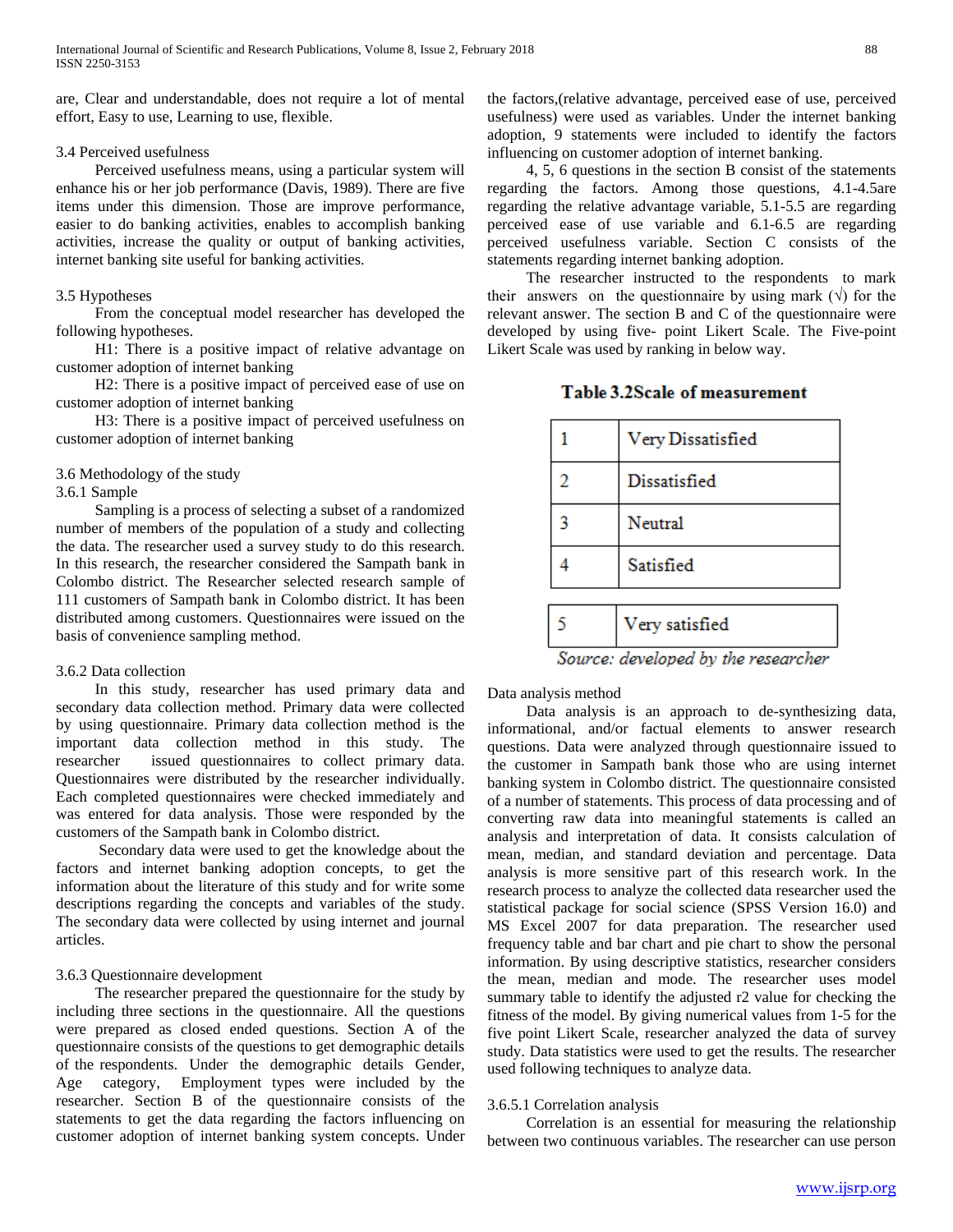are, Clear and understandable, does not require a lot of mental effort, Easy to use, Learning to use, flexible.

### 3.4 Perceived usefulness

Perceived usefulness means, using a particular system will enhance his or her job performance (Davis, 1989). There are five items under this dimension. Those are improve performance, easier to do banking activities, enables to accomplish banking activities, increase the quality or output of banking activities, internet banking site useful for banking activities.

### 3.5 Hypotheses

From the conceptual model researcher has developed the following hypotheses.

H1: There is a positive impact of relative advantage on customer adoption of internet banking

H2: There is a positive impact of perceived ease of use on customer adoption of internet banking

H3: There is a positive impact of perceived usefulness on customer adoption of internet banking

### 3.6 Methodology of the study

#### 3.6.1 Sample

Sampling is a process of selecting a subset of a randomized number of members of the population of a study and collecting the data. The researcher used a survey study to do this research. In this research, the researcher considered the Sampath bank in Colombo district. The Researcher selected research sample of 111 customers of Sampath bank in Colombo district. It has been distributed among customers. Questionnaires were issued on the basis of convenience sampling method.

#### 3.6.2 Data collection

In this study, researcher has used primary data and secondary data collection method. Primary data were collected by using questionnaire. Primary data collection method is the important data collection method in this study. The researcher issued questionnaires to collect primary data. Questionnaires were distributed by the researcher individually. Each completed questionnaires were checked immediately and was entered for data analysis. Those were responded by the customers of the Sampath bank in Colombo district.

Secondary data were used to get the knowledge about the factors and internet banking adoption concepts, to get the information about the literature of this study and for write some descriptions regarding the concepts and variables of the study. The secondary data were collected by using internet and journal articles.

#### 3.6.3 Questionnaire development

The researcher prepared the questionnaire for the study by including three sections in the questionnaire. All the questions were prepared as closed ended questions. Section A of the questionnaire consists of the questions to get demographic details of the respondents. Under the demographic details Gender, Age category, Employment types were included by the researcher. Section B of the questionnaire consists of the statements to get the data regarding the factors influencing on customer adoption of internet banking system concepts. Under the factors,(relative advantage, perceived ease of use, perceived usefulness) were used as variables. Under the internet banking adoption, 9 statements were included to identify the factors influencing on customer adoption of internet banking.

4, 5, 6 questions in the section B consist of the statements regarding the factors. Among those questions, 4.1-4.5are regarding the relative advantage variable, 5.1-5.5 are regarding perceived ease of use variable and 6.1-6.5 are regarding perceived usefulness variable. Section C consists of the statements regarding internet banking adoption.

The researcher instructed to the respondents to mark their answers on the questionnaire by using mark (√) for the relevant answer. The section B and C of the questionnaire were developed by using five- point Likert Scale. The Five-point Likert Scale was used by ranking in below way.

**Table 3.2Scale of measurement**

| | |
|---|---|
| 1 | Very Dissatisfied |
| 2 | Dissatisfied |
| 3 | Neutral |
| 4 | Satisfied |
| 5 | Very satisfied |

*Source: developed by the researcher*

Data analysis method

Data analysis is an approach to de-synthesizing data, informational, and/or factual elements to answer research questions. Data were analyzed through questionnaire issued to the customer in Sampath bank those who are using internet banking system in Colombo district. The questionnaire consisted of a number of statements. This process of data processing and of converting raw data into meaningful statements is called an analysis and interpretation of data. It consists calculation of mean, median, and standard deviation and percentage. Data analysis is more sensitive part of this research work. In the research process to analyze the collected data researcher used the statistical package for social science (SPSS Version 16.0) and MS Excel 2007 for data preparation. The researcher used frequency table and bar chart and pie chart to show the personal information. By using descriptive statistics, researcher considers the mean, median and mode. The researcher uses model summary table to identify the adjusted r2 value for checking the fitness of the model. By giving numerical values from 1-5 for the five point Likert Scale, researcher analyzed the data of survey study. Data statistics were used to get the results. The researcher used following techniques to analyze data.

#### 3.6.5.1 Correlation analysis

Correlation is an essential for measuring the relationship between two continuous variables. The researcher can use person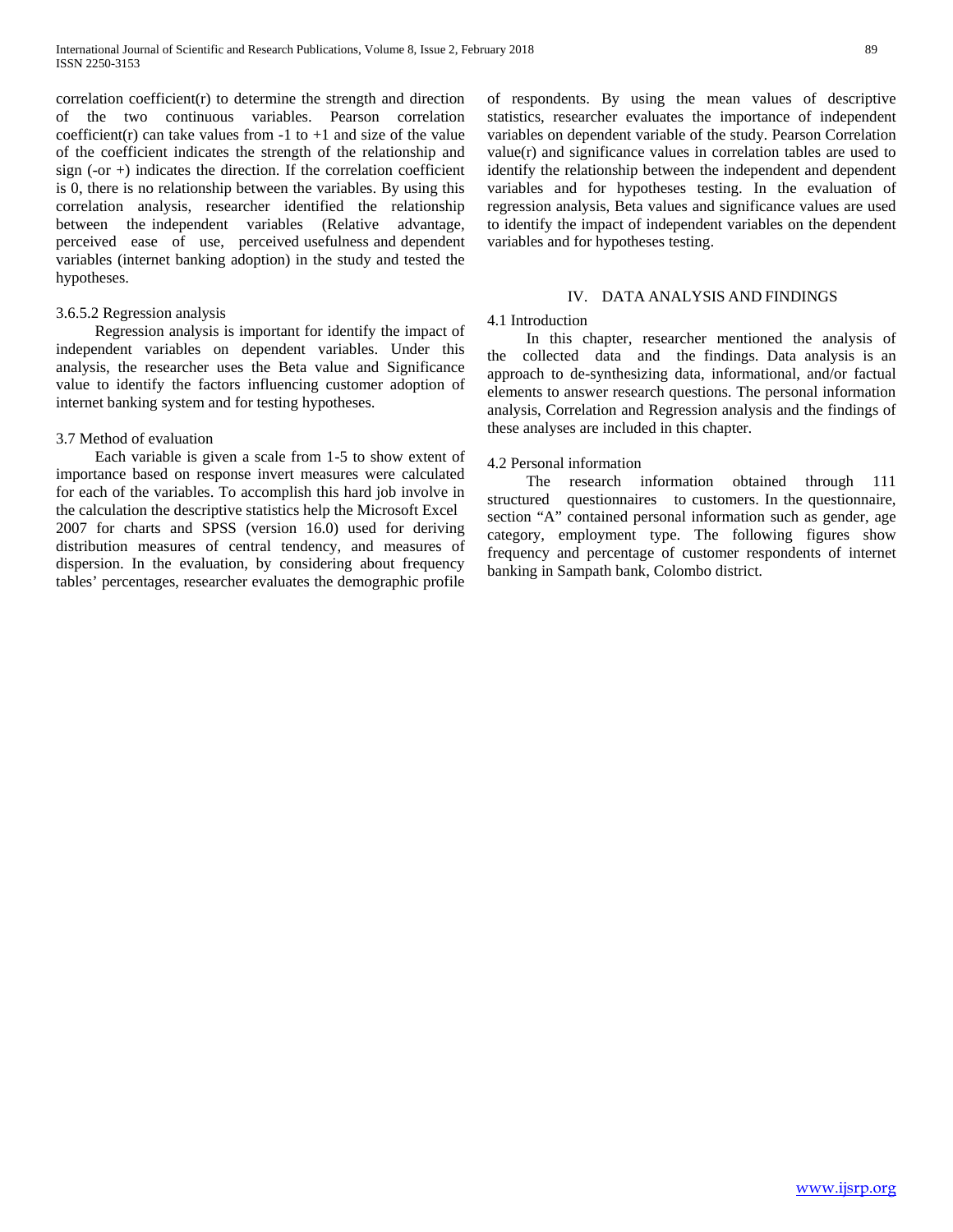correlation coefficient(r) to determine the strength and direction of the two continuous variables. Pearson correlation coefficient(r) can take values from -1 to +1 and size of the value of the coefficient indicates the strength of the relationship and sign (-or +) indicates the direction. If the correlation coefficient is 0, there is no relationship between the variables. By using this correlation analysis, researcher identified the relationship between the independent variables (Relative advantage, perceived ease of use, perceived usefulness and dependent variables (internet banking adoption) in the study and tested the hypotheses.

3.6.5.2 Regression analysis

Regression analysis is important for identify the impact of independent variables on dependent variables. Under this analysis, the researcher uses the Beta value and Significance value to identify the factors influencing customer adoption of internet banking system and for testing hypotheses.

3.7 Method of evaluation

Each variable is given a scale from 1-5 to show extent of importance based on response invert measures were calculated for each of the variables. To accomplish this hard job involve in the calculation the descriptive statistics help the Microsoft Excel 2007 for charts and SPSS (version 16.0) used for deriving distribution measures of central tendency, and measures of dispersion. In the evaluation, by considering about frequency tables' percentages, researcher evaluates the demographic profile of respondents. By using the mean values of descriptive statistics, researcher evaluates the importance of independent variables on dependent variable of the study. Pearson Correlation value(r) and significance values in correlation tables are used to identify the relationship between the independent and dependent variables and for hypotheses testing. In the evaluation of regression analysis, Beta values and significance values are used to identify the impact of independent variables on the dependent variables and for hypotheses testing.

## IV. DATA ANALYSIS AND FINDINGS

4.1 Introduction

In this chapter, researcher mentioned the analysis of the collected data and the findings. Data analysis is an approach to de-synthesizing data, informational, and/or factual elements to answer research questions. The personal information analysis, Correlation and Regression analysis and the findings of these analyses are included in this chapter.

4.2 Personal information

The research information obtained through 111 structured questionnaires to customers. In the questionnaire, section "A" contained personal information such as gender, age category, employment type. The following figures show frequency and percentage of customer respondents of internet banking in Sampath bank, Colombo district.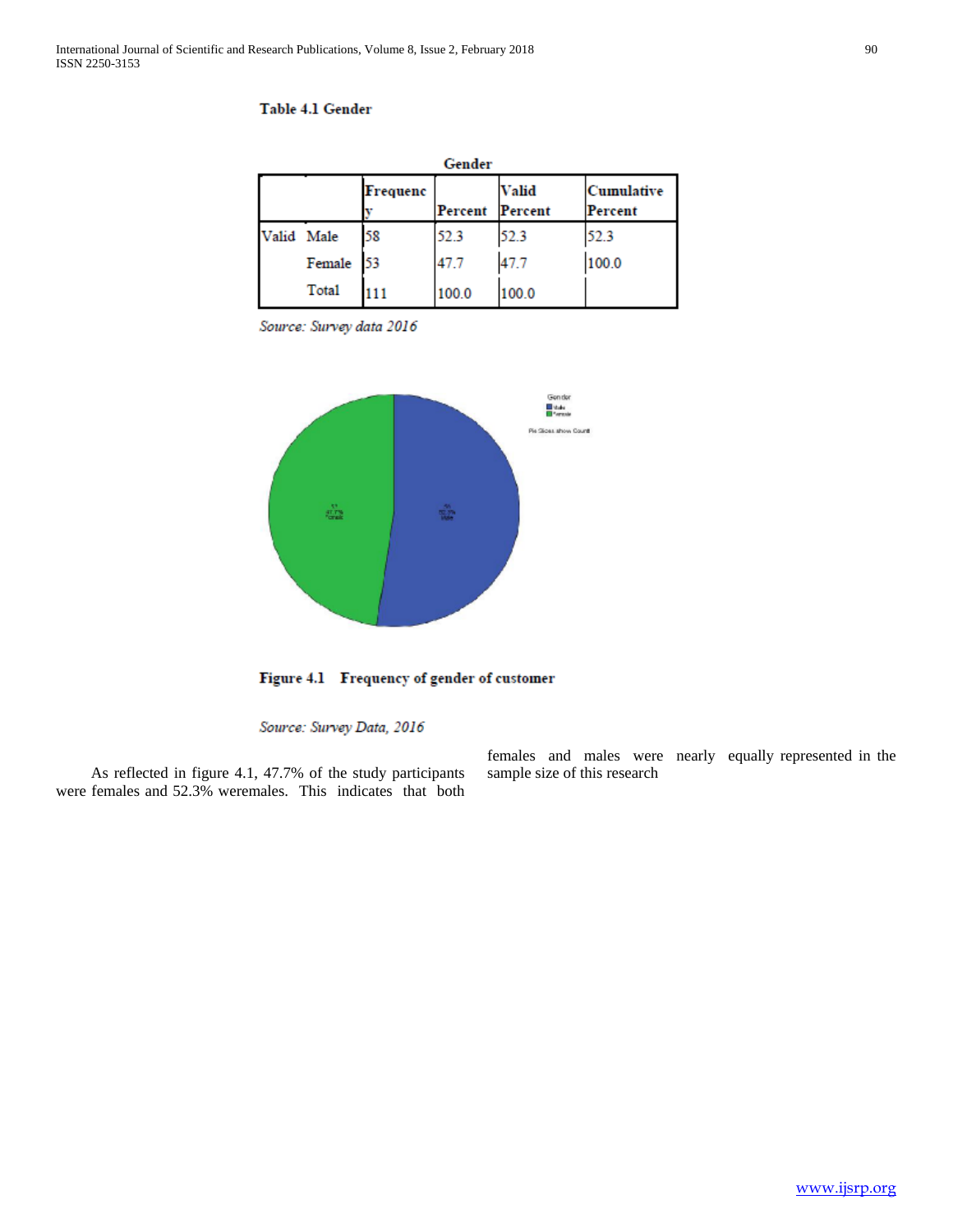**Table 4.1 Gender**

| Gender | | Frequency | Percent | Valid Percent | Cumulative Percent |
|---|---|---|---|---|---|
| Valid | Male | 58 | 52.3 | 52.3 | 52.3 |
| | Female | 53 | 47.7 | 47.7 | 100.0 |
| | Total | 111 | 100.0 | 100.0 | |

*Source: Survey data 2016*

**Figure 4.1 Frequency of gender of customer**

*Source: Survey Data, 2016*

As reflected in figure 4.1, 47.7% of the study participants were females and 52.3% weremales. This indicates that both females and males were nearly equally represented in the sample size of this research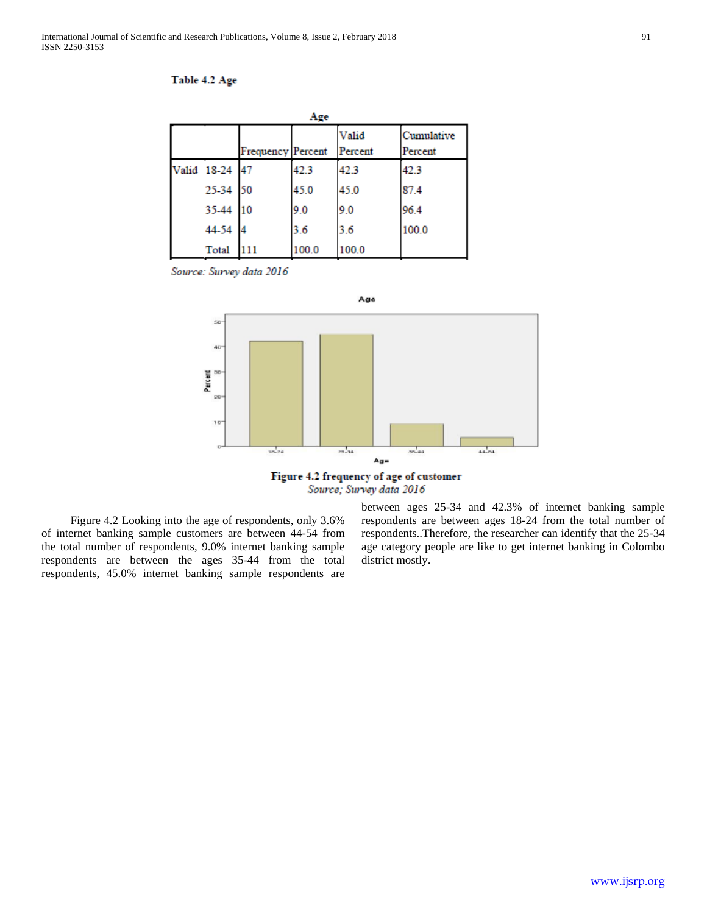**Table 4.2 Age**

| Age | | Frequency | Percent | Valid Percent | Cumulative Percent |
|---|---|---|---|---|---|
| Valid | 18-24 | 47 | 42.3 | 42.3 | 42.3 |
| | 25-34 | 50 | 45.0 | 45.0 | 87.4 |
| | 35-44 | 10 | 9.0 | 9.0 | 96.4 |
| | 44-54 | 4 | 3.6 | 3.6 | 100.0 |
| | Total | 111 | 100.0 | 100.0 | |

*Source: Survey data 2016*

**Figure 4.2 frequency of age of customer**

*Source; Survey data 2016*

Figure 4.2 Looking into the age of respondents, only 3.6% of internet banking sample customers are between 44-54 from the total number of respondents, 9.0% internet banking sample respondents are between the ages 35-44 from the total respondents, 45.0% internet banking sample respondents are between ages 25-34 and 42.3% of internet banking sample respondents are between ages 18-24 from the total number of respondents..Therefore, the researcher can identify that the 25-34 age category people are like to get internet banking in Colombo district mostly.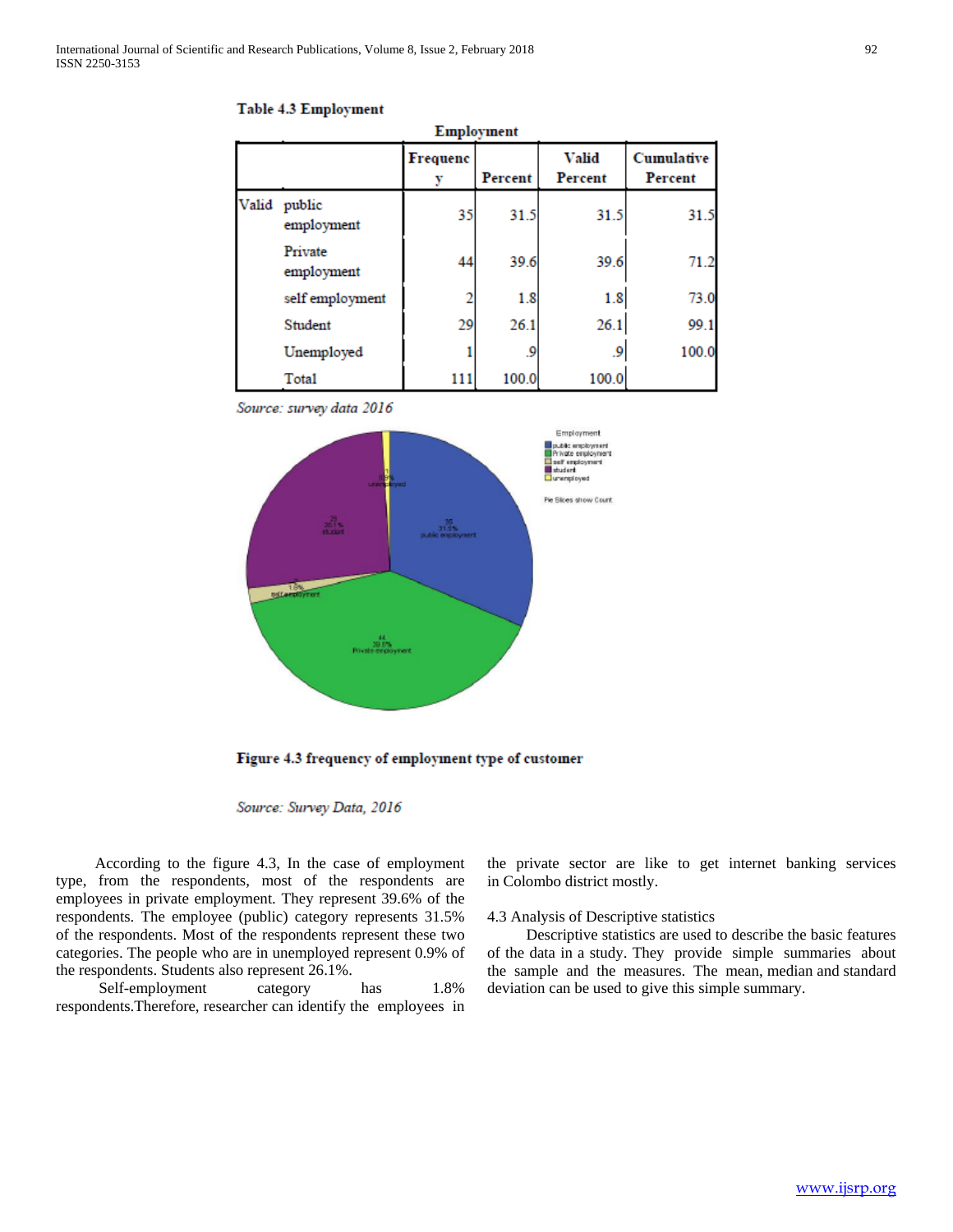**Table 4.3 Employment**

| Employment | | Frequency | Percent | Valid Percent | Cumulative Percent |
|---|---|---|---|---|---|
| Valid | public employment | 35 | 31.5 | 31.5 | 31.5 |
| | Private employment | 44 | 39.6 | 39.6 | 71.2 |
| | self employment | 2 | 1.8 | 1.8 | 73.0 |
| | Student | 29 | 26.1 | 26.1 | 99.1 |
| | Unemployed | 1 | .9 | .9 | 100.0 |
| | Total | 111 | 100.0 | 100.0 | |

*Source: survey data 2016*

**Figure 4.3 frequency of employment type of customer**

*Source: Survey Data, 2016*

According to the figure 4.3, In the case of employment type, from the respondents, most of the respondents are employees in private employment. They represent 39.6% of the respondents. The employee (public) category represents 31.5% of the respondents. Most of the respondents represent these two categories. The people who are in unemployed represent 0.9% of the respondents. Students also represent 26.1%.

Self-employment category has 1.8% respondents.Therefore, researcher can identify the employees in the private sector are like to get internet banking services in Colombo district mostly.

4.3 Analysis of Descriptive statistics

Descriptive statistics are used to describe the basic features of the data in a study. They provide simple summaries about the sample and the measures. The mean, median and standard deviation can be used to give this simple summary.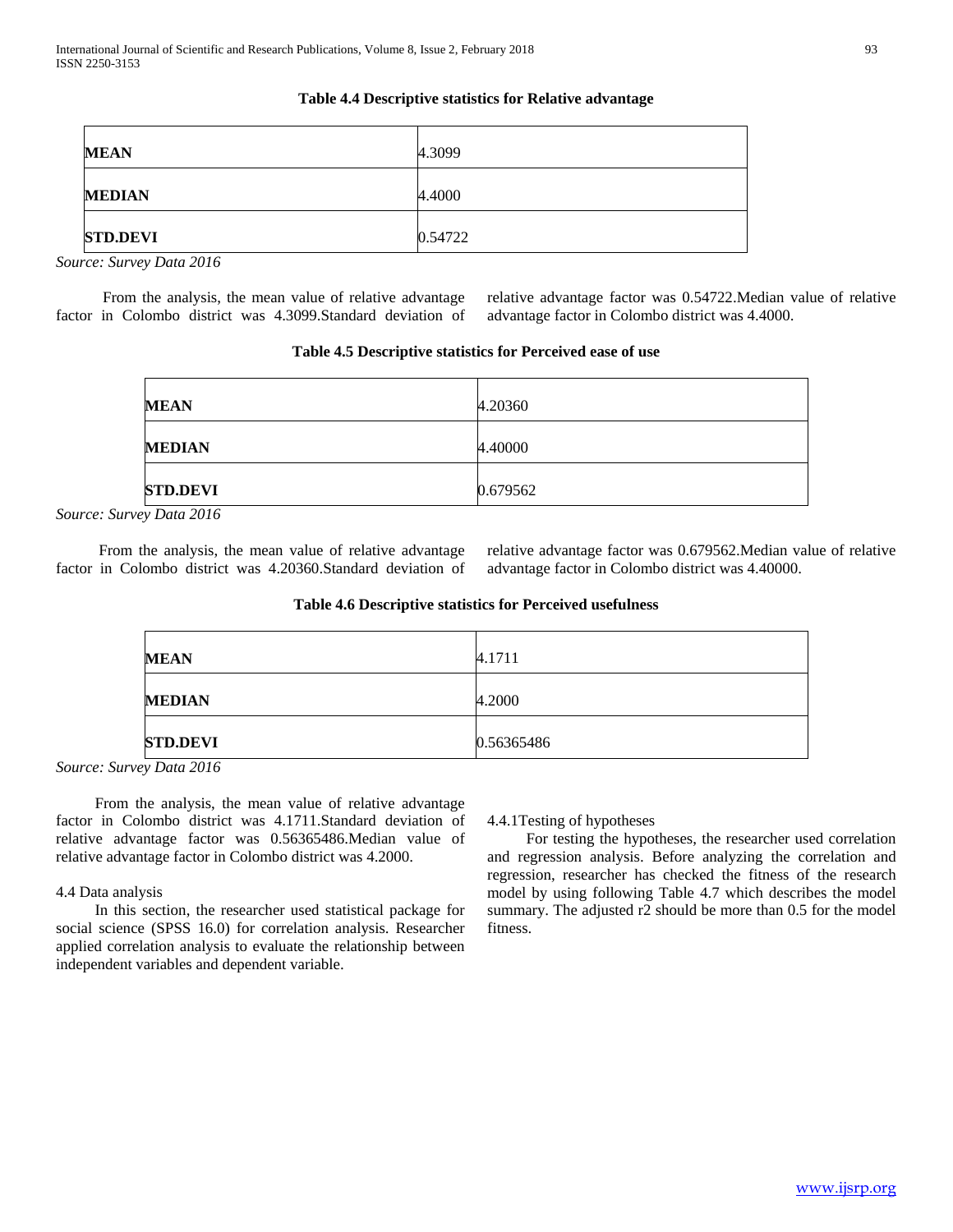**Table 4.4 Descriptive statistics for Relative advantage**

| | |
|---|---|
| **MEAN** | 4.3099 |
| **MEDIAN** | 4.4000 |
| **STD.DEVI** | 0.54722 |

*Source: Survey Data 2016*

From the analysis, the mean value of relative advantage factor in Colombo district was 4.3099.Standard deviation of relative advantage factor was 0.54722.Median value of relative advantage factor in Colombo district was 4.4000.

**Table 4.5 Descriptive statistics for Perceived ease of use**

| | |
|---|---|
| **MEAN** | 4.20360 |
| **MEDIAN** | 4.40000 |
| **STD.DEVI** | 0.679562 |

*Source: Survey Data 2016*

From the analysis, the mean value of relative advantage factor in Colombo district was 4.20360.Standard deviation of relative advantage factor was 0.679562.Median value of relative advantage factor in Colombo district was 4.40000.

**Table 4.6 Descriptive statistics for Perceived usefulness**

| | |
|---|---|
| **MEAN** | 4.1711 |
| **MEDIAN** | 4.2000 |
| **STD.DEVI** | 0.56365486 |

*Source: Survey Data 2016*

From the analysis, the mean value of relative advantage factor in Colombo district was 4.1711.Standard deviation of relative advantage factor was 0.56365486.Median value of relative advantage factor in Colombo district was 4.2000.

4.4 Data analysis

In this section, the researcher used statistical package for social science (SPSS 16.0) for correlation analysis. Researcher applied correlation analysis to evaluate the relationship between independent variables and dependent variable.

4.4.1Testing of hypotheses

For testing the hypotheses, the researcher used correlation and regression analysis. Before analyzing the correlation and regression, researcher has checked the fitness of the research model by using following Table 4.7 which describes the model summary. The adjusted r2 should be more than 0.5 for the model fitness.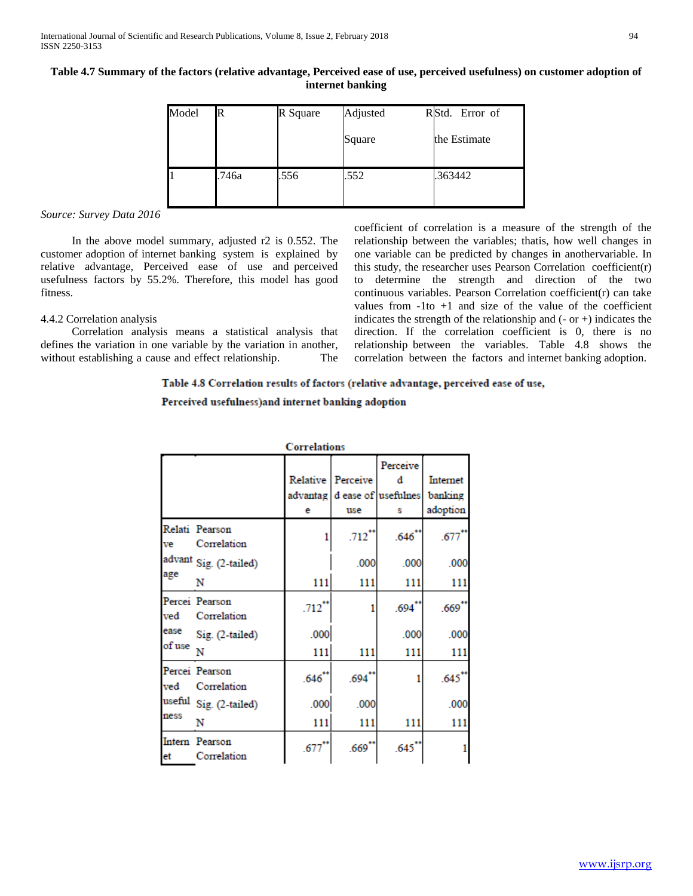**Table 4.7 Summary of the factors (relative advantage, Perceived ease of use, perceived usefulness) on customer adoption of internet banking**

| Model | R | R Square | Adjusted R Square | Std. Error of the Estimate |
|---|---|---|---|---|
| 1 | .746a | .556 | .552 | .363442 |

*Source: Survey Data 2016*

In the above model summary, adjusted r2 is 0.552. The customer adoption of internet banking system is explained by relative advantage, Perceived ease of use and perceived usefulness factors by 55.2%. Therefore, this model has good fitness.

4.4.2 Correlation analysis

Correlation analysis means a statistical analysis that defines the variation in one variable by the variation in another, without establishing a cause and effect relationship. The coefficient of correlation is a measure of the strength of the relationship between the variables; thatis, how well changes in one variable can be predicted by changes in anothervariable. In this study, the researcher uses Pearson Correlation coefficient(r) to determine the strength and direction of the two continuous variables. Pearson Correlation coefficient(r) can take values from -1to +1 and size of the value of the coefficient indicates the strength of the relationship and (- or +) indicates the direction. If the correlation coefficient is 0, there is no relationship between the variables. Table 4.8 shows the correlation between the factors and internet banking adoption.

**Table 4.8 Correlation results of factors (relative advantage, perceived ease of use, Perceived usefulness)and internet banking adoption**

**Correlations**

| | | Relative advantage | Perceived ease of use | Perceived usefulness | Internet banking adoption |
|---|---|---|---|---|---|
| Relative advantage | Pearson Correlation | 1 | .712** | .646** | .677** |
| | Sig. (2-tailed) | | .000 | .000 | .000 |
| | N | 111 | 111 | 111 | 111 |
| Perceived ease of use | Pearson Correlation | .712** | 1 | .694** | .669** |
| | Sig. (2-tailed) | .000 | | .000 | .000 |
| | N | 111 | 111 | 111 | 111 |
| Perceived usefulness | Pearson Correlation | .646** | .694** | 1 | .645** |
| | Sig. (2-tailed) | .000 | .000 | | .000 |
| | N | 111 | 111 | 111 | 111 |
| Internet | Pearson Correlation | .677** | .669** | .645** | 1 |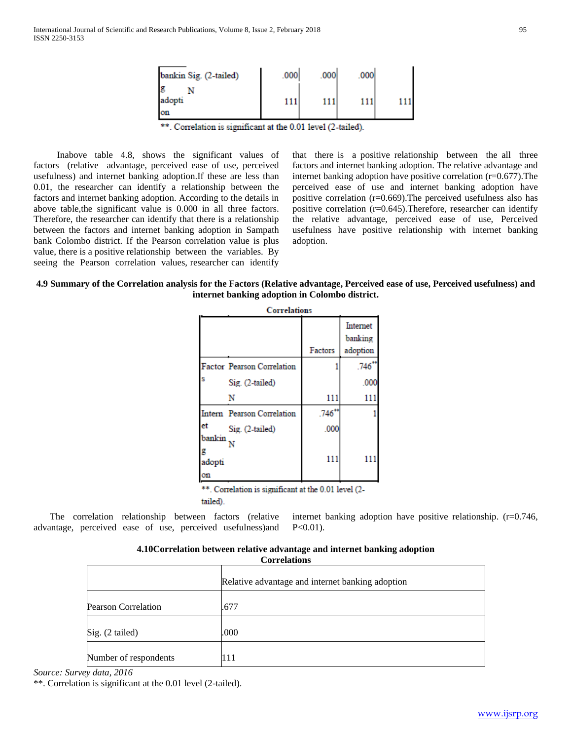| | | | | | |
|---|---|---|---|---|---|
| banking adoption | Sig. (2-tailed) | .000 | .000 | .000 | |
| | N | 111 | 111 | 111 | 111 |

**. Correlation is significant at the 0.01 level (2-tailed).

Inabove table 4.8, shows the significant values of factors (relative advantage, perceived ease of use, perceived usefulness) and internet banking adoption.If these are less than 0.01, the researcher can identify a relationship between the factors and internet banking adoption. According to the details in above table,the significant value is 0.000 in all three factors. Therefore, the researcher can identify that there is a relationship between the factors and internet banking adoption in Sampath bank Colombo district. If the Pearson correlation value is plus value, there is a positive relationship between the variables. By seeing the Pearson correlation values, researcher can identify that there is a positive relationship between the all three factors and internet banking adoption. The relative advantage and internet banking adoption have positive correlation (r=0.677).The perceived ease of use and internet banking adoption have positive correlation (r=0.669).The perceived usefulness also has positive correlation (r=0.645).Therefore, researcher can identify the relative advantage, perceived ease of use, Perceived usefulness have positive relationship with internet banking adoption.

**4.9 Summary of the Correlation analysis for the Factors (Relative advantage, Perceived ease of use, Perceived usefulness) and internet banking adoption in Colombo district.**

**Correlations**

| | | Factors | Internet banking adoption |
|---|---|---|---|
| Factors | Pearson Correlation | 1 | .746** |
| | Sig. (2-tailed) | | .000 |
| | N | 111 | 111 |
| Internet banking adoption | Pearson Correlation | .746** | 1 |
| | Sig. (2-tailed) | .000 | |
| | N | 111 | 111 |

**. Correlation is significant at the 0.01 level (2-tailed).

The correlation relationship between factors (relative advantage, perceived ease of use, perceived usefulness)and internet banking adoption have positive relationship. (r=0.746, P<0.01).

**4.10Correlation between relative advantage and internet banking adoption**

**Correlations**

| | Relative advantage and internet banking adoption |
|---|---|
| Pearson Correlation | .677 |
| Sig. (2 tailed) | .000 |
| Number of respondents | 111 |

*Source: Survey data, 2016*

**. Correlation is significant at the 0.01 level (2-tailed).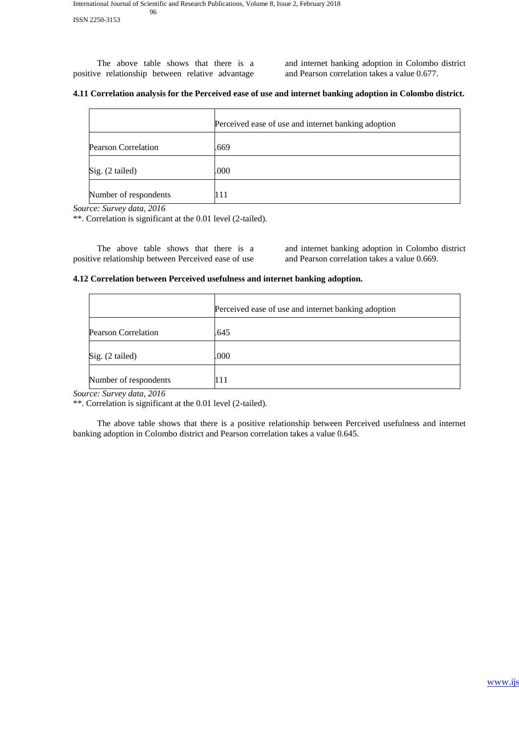The above table shows that there is a positive relationship between relative advantage and internet banking adoption in Colombo district and Pearson correlation takes a value 0.677.

**4.11 Correlation analysis for the Perceived ease of use and internet banking adoption in Colombo district.**

| | Perceived ease of use and internet banking adoption |
|---|---|
| Pearson Correlation | .669 |
| Sig. (2 tailed) | .000 |
| Number of respondents | 111 |

*Source: Survey data, 2016*

**. Correlation is significant at the 0.01 level (2-tailed).

The above table shows that there is a positive relationship between Perceived ease of use and internet banking adoption in Colombo district and Pearson correlation takes a value 0.669.

**4.12 Correlation between Perceived usefulness and internet banking adoption.**

| | Perceived ease of use and internet banking adoption |
|---|---|
| Pearson Correlation | .645 |
| Sig. (2 tailed) | .000 |
| Number of respondents | 111 |

*Source: Survey data, 2016*

**. Correlation is significant at the 0.01 level (2-tailed).

The above table shows that there is a positive relationship between Perceived usefulness and internet banking adoption in Colombo district and Pearson correlation takes a value 0.645.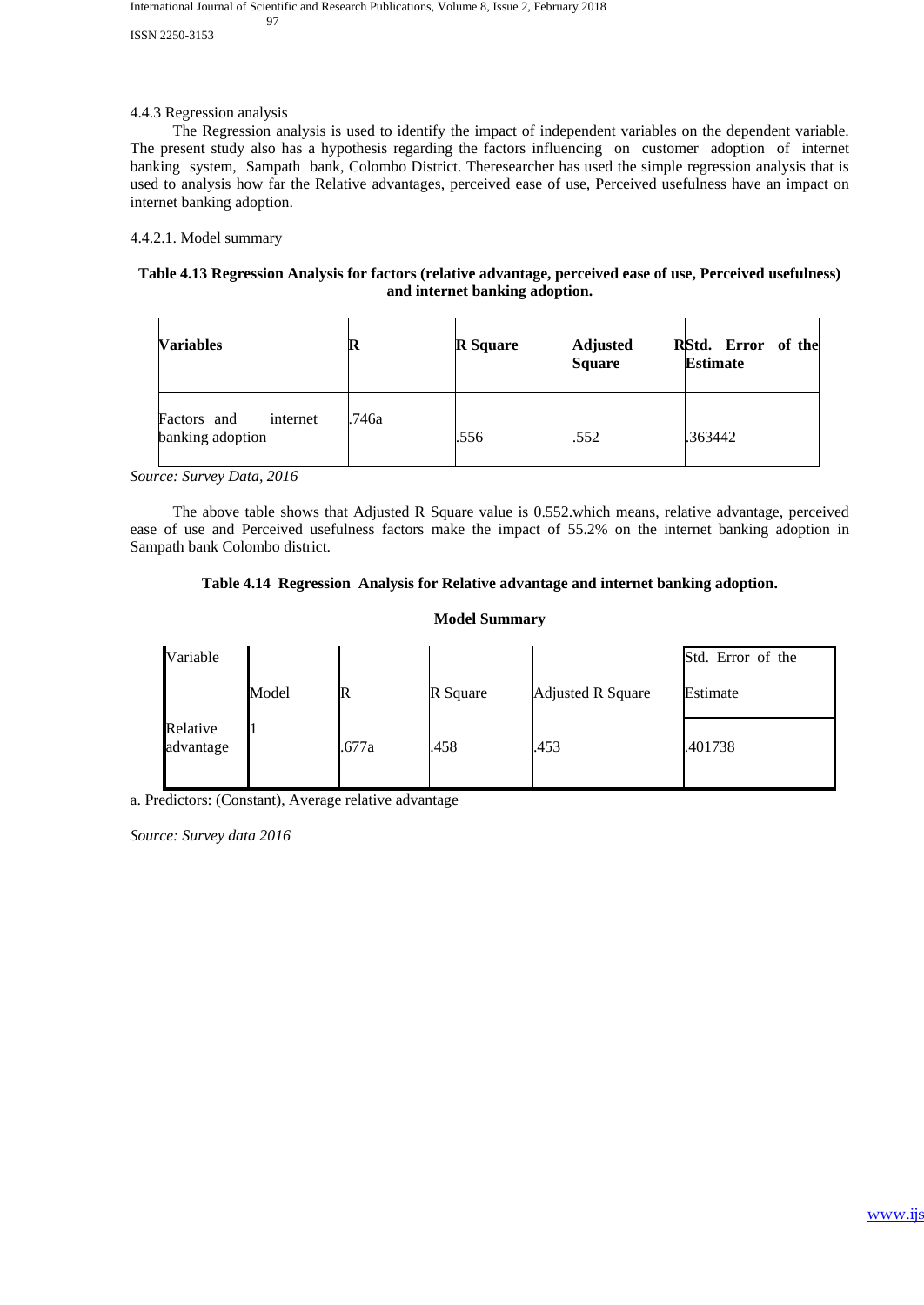4.4.3 Regression analysis

The Regression analysis is used to identify the impact of independent variables on the dependent variable. The present study also has a hypothesis regarding the factors influencing on customer adoption of internet banking system, Sampath bank, Colombo District. Theresearcher has used the simple regression analysis that is used to analysis how far the Relative advantages, perceived ease of use, Perceived usefulness have an impact on internet banking adoption.

4.4.2.1. Model summary

**Table 4.13 Regression Analysis for factors (relative advantage, perceived ease of use, Perceived usefulness) and internet banking adoption.**

| **Variables** | **R** | **R Square** | **Adjusted R Square** | **Std. Error of the Estimate** |
|---|---|---|---|---|
| Factors and internet banking adoption | .746a | .556 | .552 | .363442 |

*Source: Survey Data, 2016*

The above table shows that Adjusted R Square value is 0.552.which means, relative advantage, perceived ease of use and Perceived usefulness factors make the impact of 55.2% on the internet banking adoption in Sampath bank Colombo district.

**Table 4.14 Regression Analysis for Relative advantage and internet banking adoption.**

**Model Summary**

| Variable | Model | R | R Square | Adjusted R Square | Std. Error of the Estimate |
|---|---|---|---|---|---|
| Relative advantage | 1 | .677a | .458 | .453 | .401738 |

a. Predictors: (Constant), Average relative advantage

*Source: Survey data 2016*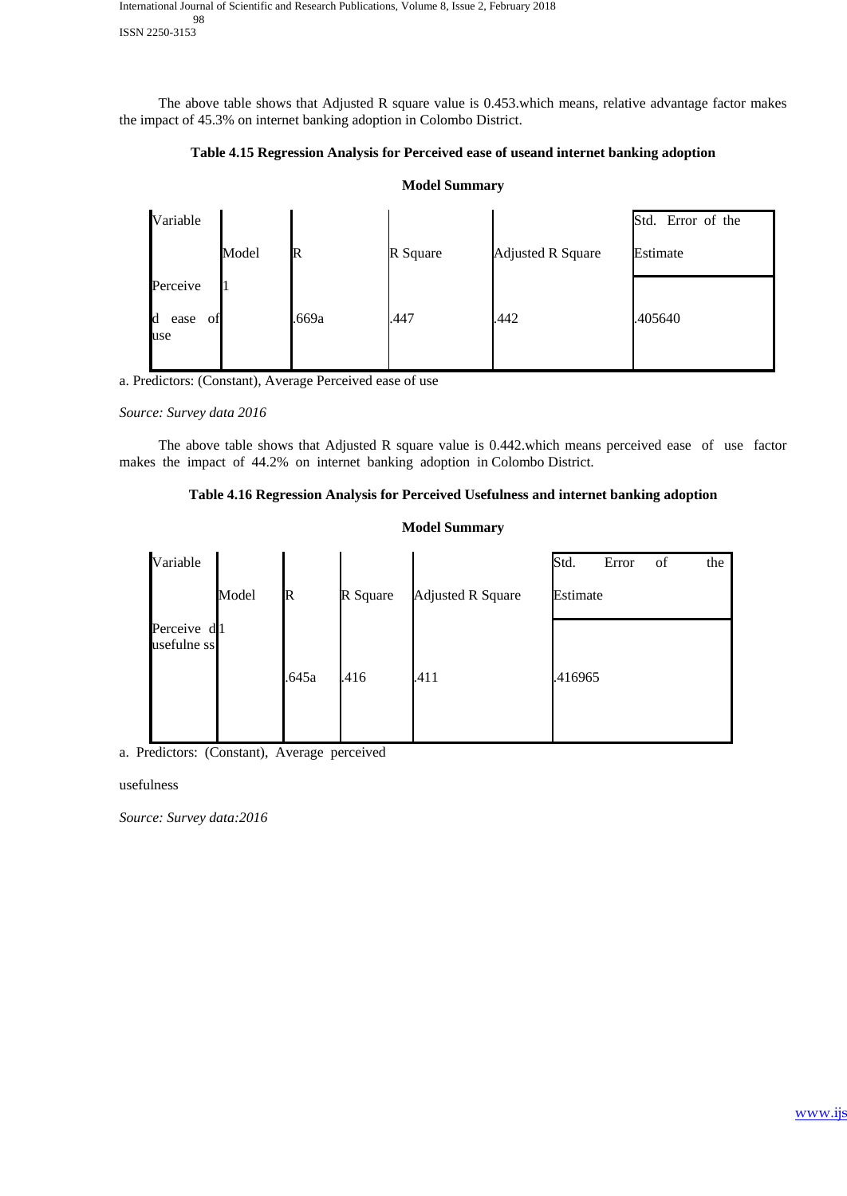The above table shows that Adjusted R square value is 0.453.which means, relative advantage factor makes the impact of 45.3% on internet banking adoption in Colombo District.

**Table 4.15 Regression Analysis for Perceived ease of useand internet banking adoption**

**Model Summary**

| Variable | Model | R | R Square | Adjusted R Square | Std. Error of the Estimate |
|---|---|---|---|---|---|
| Perceived ease of use | 1 | .669a | .447 | .442 | .405640 |

a. Predictors: (Constant), Average Perceived ease of use

*Source: Survey data 2016*

The above table shows that Adjusted R square value is 0.442.which means perceived ease of use factor makes the impact of 44.2% on internet banking adoption in Colombo District.

**Table 4.16 Regression Analysis for Perceived Usefulness and internet banking adoption**

**Model Summary**

| Variable | Model | R | R Square | Adjusted R Square | Std. Error of the Estimate |
|---|---|---|---|---|---|
| Perceived usefulness | 1 | .645a | .416 | .411 | .416965 |

a. Predictors: (Constant), Average perceived usefulness

*Source: Survey data:2016*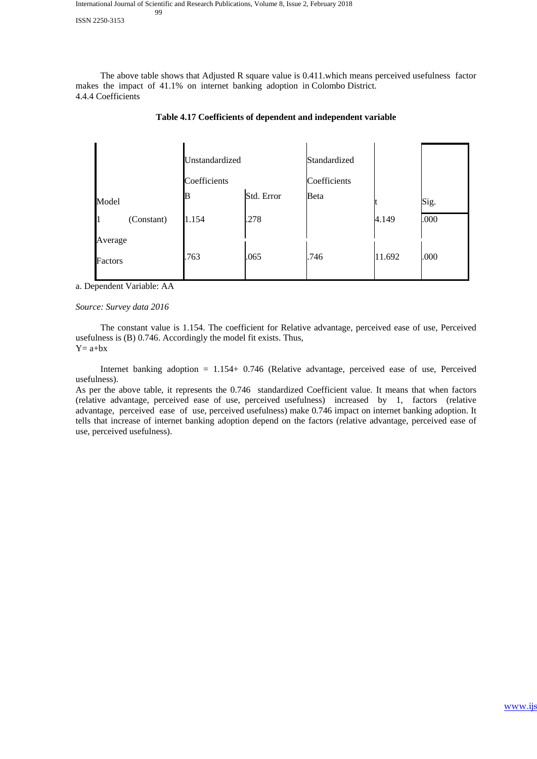The above table shows that Adjusted R square value is 0.411.which means perceived usefulness factor makes the impact of 41.1% on internet banking adoption in Colombo District.

4.4.4 Coefficients

**Table 4.17 Coefficients of dependent and independent variable**

| Model | | Unstandardized Coefficients | | Standardized Coefficients | t | Sig. |
|---|---|---|---|---|---|---|
| | | B | Std. Error | Beta | | |
| 1 | (Constant) | 1.154 | .278 | | 4.149 | .000 |
| Average Factors | | .763 | .065 | .746 | 11.692 | .000 |

a. Dependent Variable: AA

*Source: Survey data 2016*

The constant value is 1.154. The coefficient for Relative advantage, perceived ease of use, Perceived usefulness is (B) 0.746. Accordingly the model fit exists. Thus,

Y= a+bx

Internet banking adoption = 1.154+ 0.746 (Relative advantage, perceived ease of use, Perceived usefulness).

As per the above table, it represents the 0.746 standardized Coefficient value. It means that when factors (relative advantage, perceived ease of use, perceived usefulness) increased by 1, factors (relative advantage, perceived ease of use, perceived usefulness) make 0.746 impact on internet banking adoption. It tells that increase of internet banking adoption depend on the factors (relative advantage, perceived ease of use, perceived usefulness).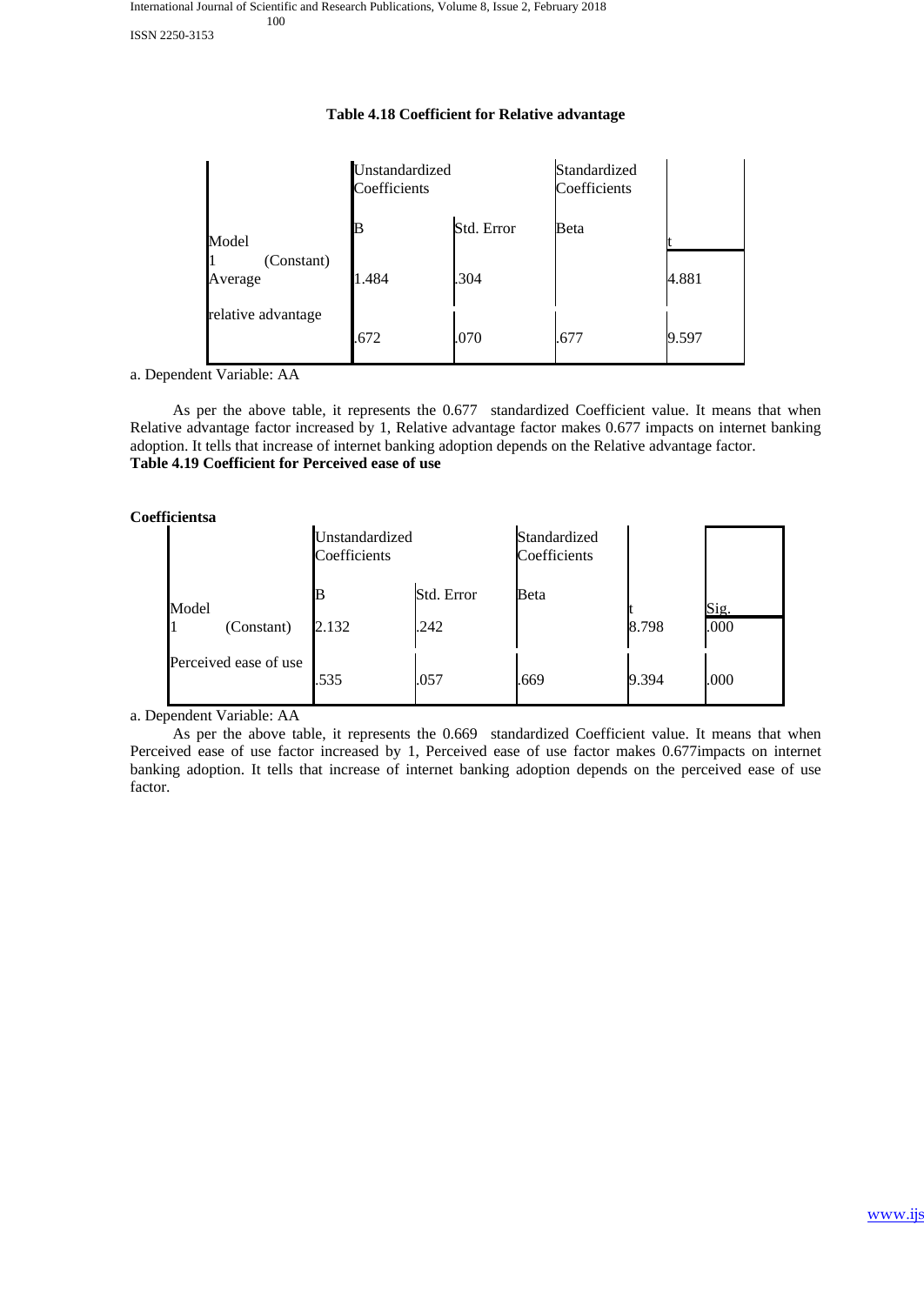**Table 4.18 Coefficient for Relative advantage**

| Model | Unstandardized Coefficients | | Standardized Coefficients | t |
|---|---|---|---|---|
| | B | Std. Error | Beta | |
| 1 (Constant) Average | 1.484 | .304 | | 4.881 |
| relative advantage | .672 | .070 | .677 | 9.597 |

a. Dependent Variable: AA

As per the above table, it represents the 0.677 standardized Coefficient value. It means that when Relative advantage factor increased by 1, Relative advantage factor makes 0.677 impacts on internet banking adoption. It tells that increase of internet banking adoption depends on the Relative advantage factor.

**Table 4.19 Coefficient for Perceived ease of use**

**Coefficientsa**

| Model | Unstandardized Coefficients | | Standardized Coefficients | t | Sig. |
|---|---|---|---|---|---|
| | B | Std. Error | Beta | | |
| 1 (Constant) | 2.132 | .242 | | 8.798 | .000 |
| Perceived ease of use | .535 | .057 | .669 | 9.394 | .000 |

a. Dependent Variable: AA

As per the above table, it represents the 0.669 standardized Coefficient value. It means that when Perceived ease of use factor increased by 1, Perceived ease of use factor makes 0.677impacts on internet banking adoption. It tells that increase of internet banking adoption depends on the perceived ease of use factor.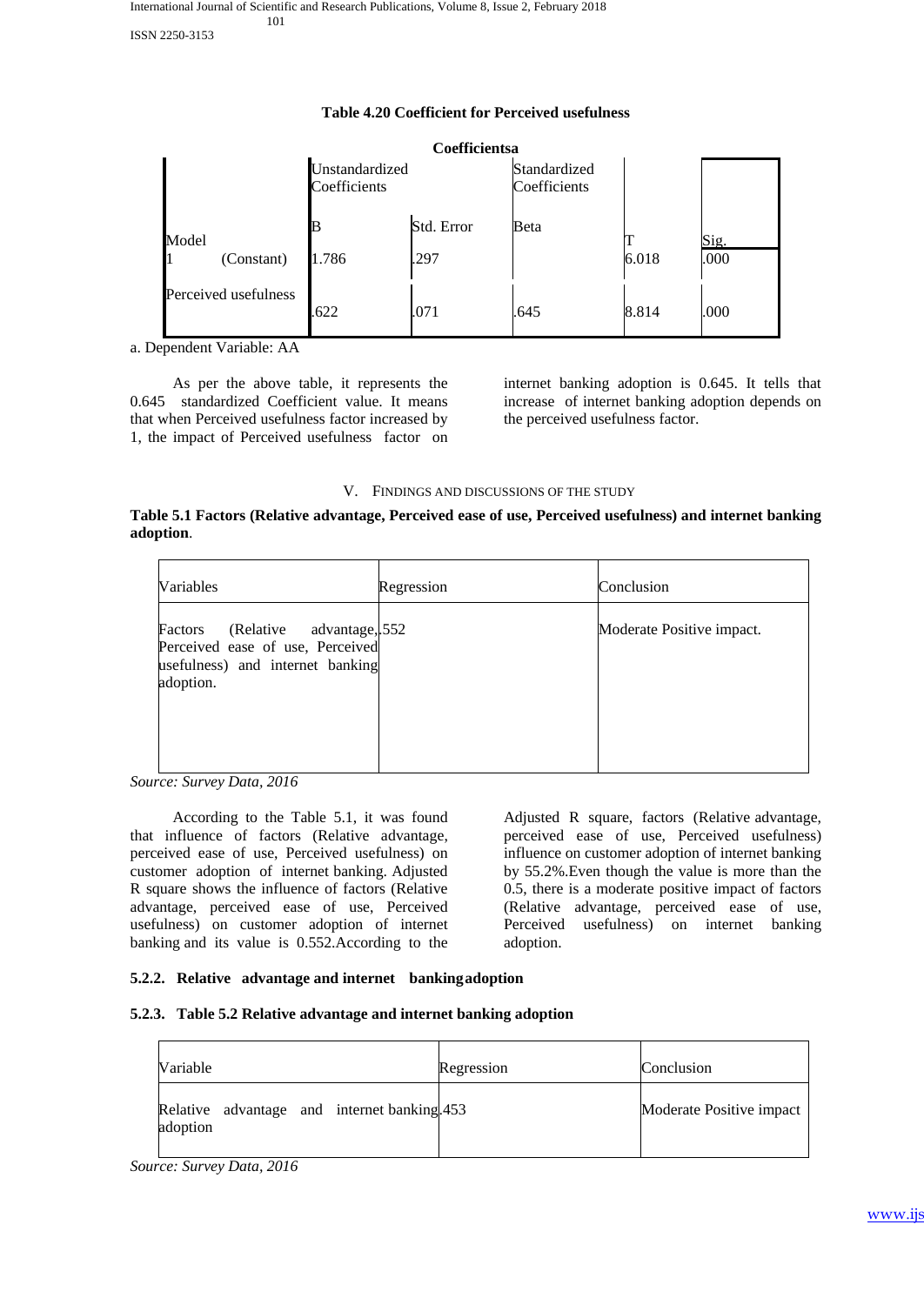**Table 4.20 Coefficient for Perceived usefulness**

**Coefficientsa**

| Model | Unstandardized Coefficients | | Standardized Coefficients | T | Sig. |
|---|---|---|---|---|---|
| | B | Std. Error | Beta | | |
| 1 (Constant) | 1.786 | .297 | | 6.018 | .000 |
| Perceived usefulness | .622 | .071 | .645 | 8.814 | .000 |

a. Dependent Variable: AA

As per the above table, it represents the 0.645 standardized Coefficient value. It means that when Perceived usefulness factor increased by 1, the impact of Perceived usefulness factor on internet banking adoption is 0.645. It tells that increase of internet banking adoption depends on the perceived usefulness factor.

## V. Findings and Discussions of the Study

**Table 5.1 Factors (Relative advantage, Perceived ease of use, Perceived usefulness) and internet banking adoption**.

| Variables | Regression | Conclusion |
|---|---|---|
| Factors (Relative advantage, Perceived ease of use, Perceived usefulness) and internet banking adoption. | .552 | Moderate Positive impact. |

*Source: Survey Data, 2016*

According to the Table 5.1, it was found that influence of factors (Relative advantage, perceived ease of use, Perceived usefulness) on customer adoption of internet banking. Adjusted R square shows the influence of factors (Relative advantage, perceived ease of use, Perceived usefulness) on customer adoption of internet banking and its value is 0.552.According to the Adjusted R square, factors (Relative advantage, perceived ease of use, Perceived usefulness) influence on customer adoption of internet banking by 55.2%.Even though the value is more than the 0.5, there is a moderate positive impact of factors (Relative advantage, perceived ease of use, Perceived usefulness) on internet banking adoption.

### 5.2.2. Relative advantage and internet banking adoption

### 5.2.3. Table 5.2 Relative advantage and internet banking adoption

| Variable | Regression | Conclusion |
|---|---|---|
| Relative advantage and internet banking adoption | .453 | Moderate Positive impact |

*Source: Survey Data, 2016*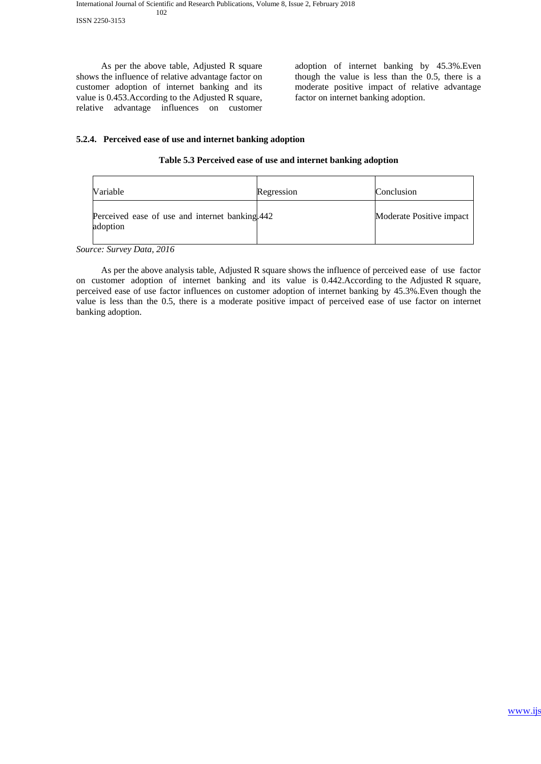As per the above table, Adjusted R square shows the influence of relative advantage factor on customer adoption of internet banking and its value is 0.453.According to the Adjusted R square, relative advantage influences on customer adoption of internet banking by 45.3%.Even though the value is less than the 0.5, there is a moderate positive impact of relative advantage factor on internet banking adoption.

### 5.2.4. Perceived ease of use and internet banking adoption

**Table 5.3 Perceived ease of use and internet banking adoption**

| Variable | Regression | Conclusion |
|---|---|---|
| Perceived ease of use and internet banking adoption | .442 | Moderate Positive impact |

*Source: Survey Data, 2016*

As per the above analysis table, Adjusted R square shows the influence of perceived ease of use factor on customer adoption of internet banking and its value is 0.442.According to the Adjusted R square, perceived ease of use factor influences on customer adoption of internet banking by 45.3%.Even though the value is less than the 0.5, there is a moderate positive impact of perceived ease of use factor on internet banking adoption.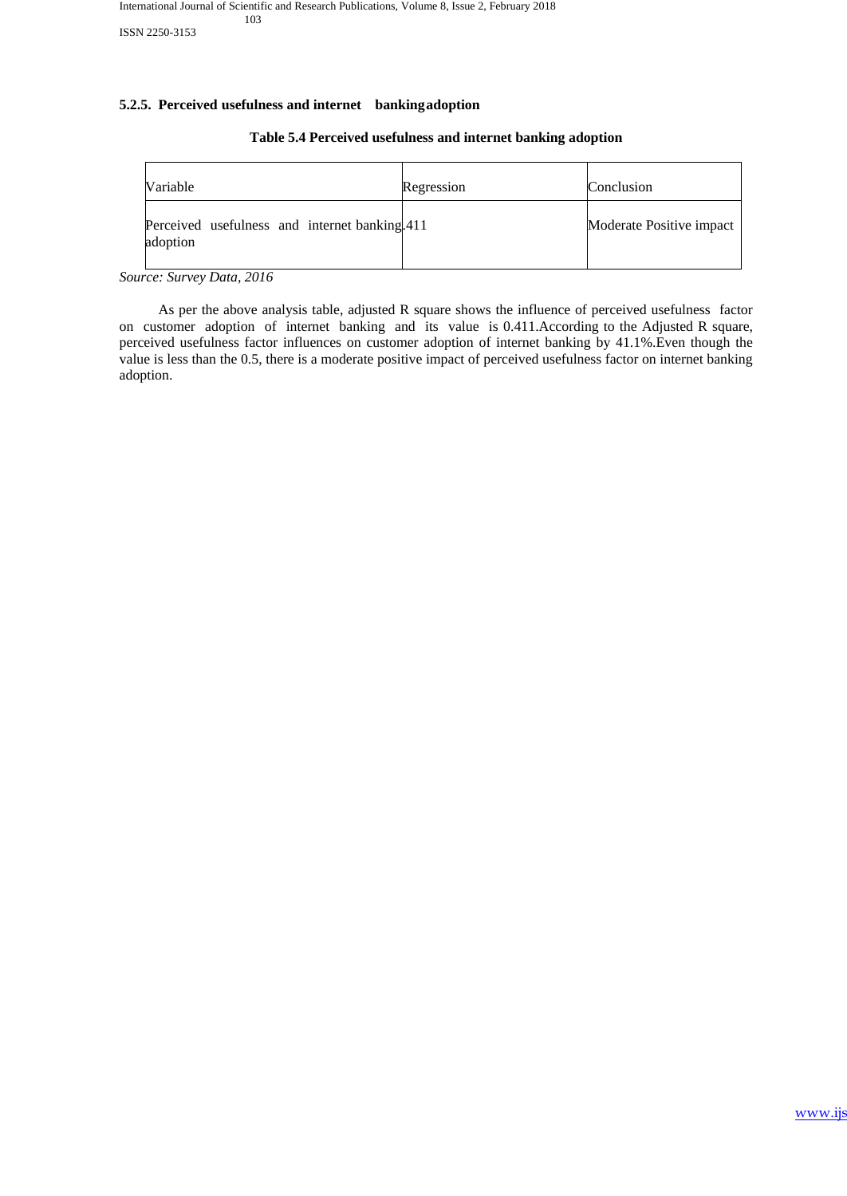#### 5.2.5. Perceived usefulness and internet banking adoption

**Table 5.4 Perceived usefulness and internet banking adoption**

| Variable | Regression | Conclusion |
| --- | --- | --- |
| Perceived usefulness and internet banking adoption | .411 | Moderate Positive impact |

*Source: Survey Data, 2016*

As per the above analysis table, adjusted R square shows the influence of perceived usefulness factor on customer adoption of internet banking and its value is 0.411.According to the Adjusted R square, perceived usefulness factor influences on customer adoption of internet banking by 41.1%.Even though the value is less than the 0.5, there is a moderate positive impact of perceived usefulness factor on internet banking adoption.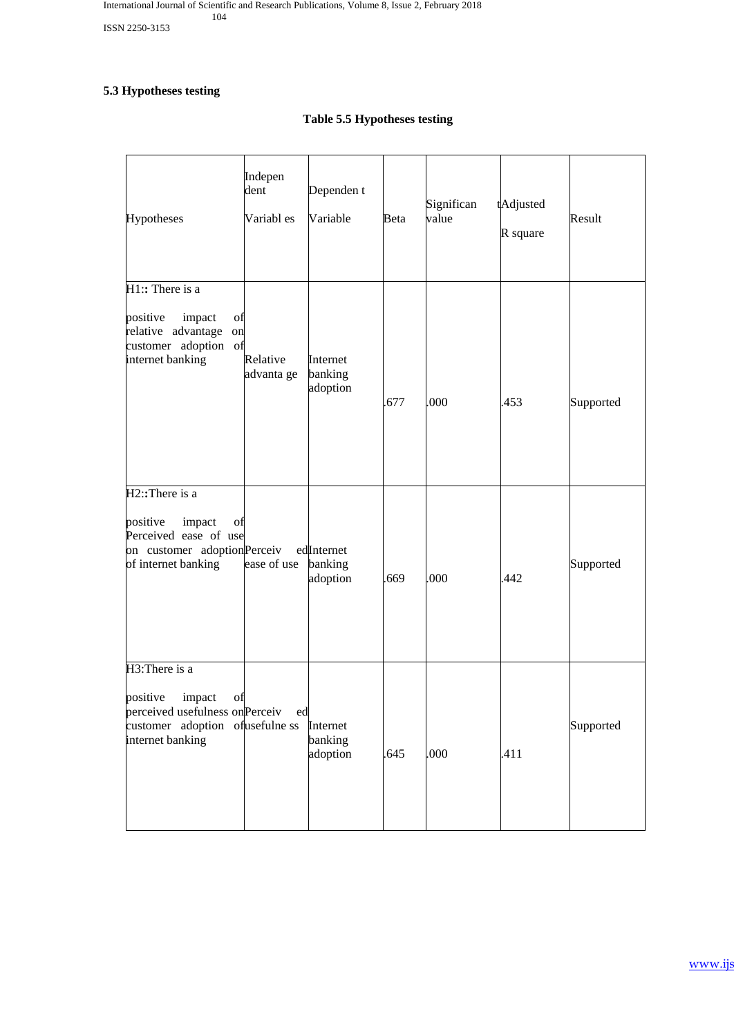### 5.3 Hypotheses testing

**Table 5.5 Hypotheses testing**

| Hypotheses | Independent Variables | Dependent Variable | Beta | Significant value | Adjusted R square | Result |
|---|---|---|---|---|---|---|
| H1:: There is a positive impact of relative advantage on customer adoption of internet banking | Relative advantage | Internet banking adoption | .677 | .000 | .453 | Supported |
| H2::There is a positive impact of Perceived ease of use on customer adoption of internet banking | Perceived ease of use | Internet banking adoption | .669 | .000 | .442 | Supported |
| H3:There is a positive impact of perceived usefulness on customer adoption of internet banking | Perceived usefulness | Internet banking adoption | .645 | .000 | .411 | Supported |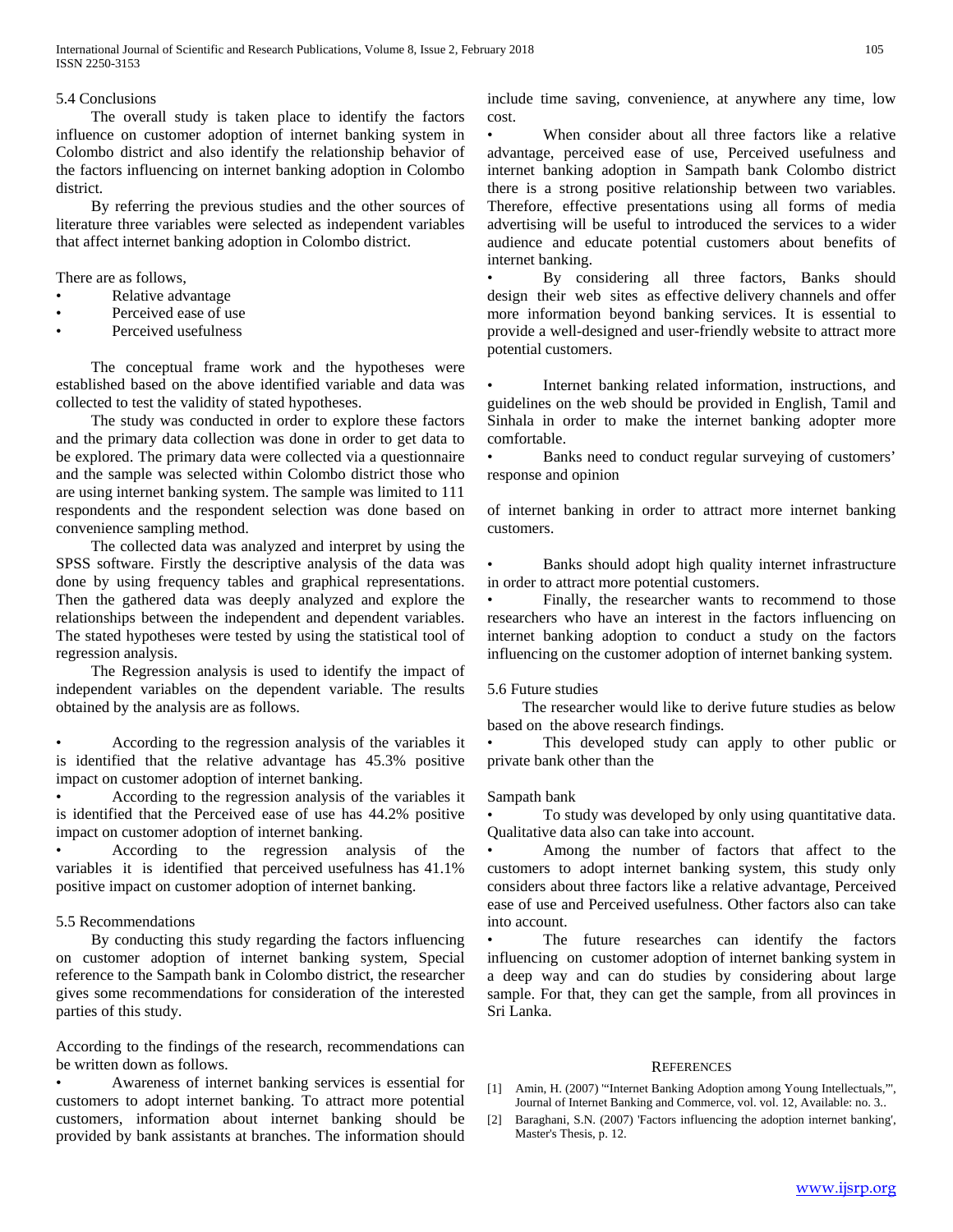### 5.4 Conclusions

The overall study is taken place to identify the factors influence on customer adoption of internet banking system in Colombo district and also identify the relationship behavior of the factors influencing on internet banking adoption in Colombo district.

By referring the previous studies and the other sources of literature three variables were selected as independent variables that affect internet banking adoption in Colombo district.

There are as follows,

- Relative advantage
- Perceived ease of use
- Perceived usefulness

The conceptual frame work and the hypotheses were established based on the above identified variable and data was collected to test the validity of stated hypotheses.

The study was conducted in order to explore these factors and the primary data collection was done in order to get data to be explored. The primary data were collected via a questionnaire and the sample was selected within Colombo district those who are using internet banking system. The sample was limited to 111 respondents and the respondent selection was done based on convenience sampling method.

The collected data was analyzed and interpret by using the SPSS software. Firstly the descriptive analysis of the data was done by using frequency tables and graphical representations. Then the gathered data was deeply analyzed and explore the relationships between the independent and dependent variables. The stated hypotheses were tested by using the statistical tool of regression analysis.

The Regression analysis is used to identify the impact of independent variables on the dependent variable. The results obtained by the analysis are as follows.

- According to the regression analysis of the variables it is identified that the relative advantage has 45.3% positive impact on customer adoption of internet banking.
- According to the regression analysis of the variables it is identified that the Perceived ease of use has 44.2% positive impact on customer adoption of internet banking.
- According to the regression analysis of the variables it is identified that perceived usefulness has 41.1% positive impact on customer adoption of internet banking.

### 5.5 Recommendations

By conducting this study regarding the factors influencing on customer adoption of internet banking system, Special reference to the Sampath bank in Colombo district, the researcher gives some recommendations for consideration of the interested parties of this study.

According to the findings of the research, recommendations can be written down as follows.

- Awareness of internet banking services is essential for customers to adopt internet banking. To attract more potential customers, information about internet banking should be provided by bank assistants at branches. The information should include time saving, convenience, at anywhere any time, low cost.
- When consider about all three factors like a relative advantage, perceived ease of use, Perceived usefulness and internet banking adoption in Sampath bank Colombo district there is a strong positive relationship between two variables. Therefore, effective presentations using all forms of media advertising will be useful to introduced the services to a wider audience and educate potential customers about benefits of internet banking.
- By considering all three factors, Banks should design their web sites as effective delivery channels and offer more information beyond banking services. It is essential to provide a well-designed and user-friendly website to attract more potential customers.
- Internet banking related information, instructions, and guidelines on the web should be provided in English, Tamil and Sinhala in order to make the internet banking adopter more comfortable.
- Banks need to conduct regular surveying of customers' response and opinion of internet banking in order to attract more internet banking customers.
- Banks should adopt high quality internet infrastructure in order to attract more potential customers.
- Finally, the researcher wants to recommend to those researchers who have an interest in the factors influencing on internet banking adoption to conduct a study on the factors influencing on the customer adoption of internet banking system.

### 5.6 Future studies

The researcher would like to derive future studies as below based on the above research findings.

- This developed study can apply to other public or private bank other than the Sampath bank
- To study was developed by only using quantitative data. Qualitative data also can take into account.
- Among the number of factors that affect to the customers to adopt internet banking system, this study only considers about three factors like a relative advantage, Perceived ease of use and Perceived usefulness. Other factors also can take into account.
- The future researches can identify the factors influencing on customer adoption of internet banking system in a deep way and can do studies by considering about large sample. For that, they can get the sample, from all provinces in Sri Lanka.

## References

[1] Amin, H. (2007) '"Internet Banking Adoption among Young Intellectuals,"', Journal of Internet Banking and Commerce, vol. vol. 12, Available: no. 3..

[2] Baraghani, S.N. (2007) 'Factors influencing the adoption internet banking', Master's Thesis, p. 12.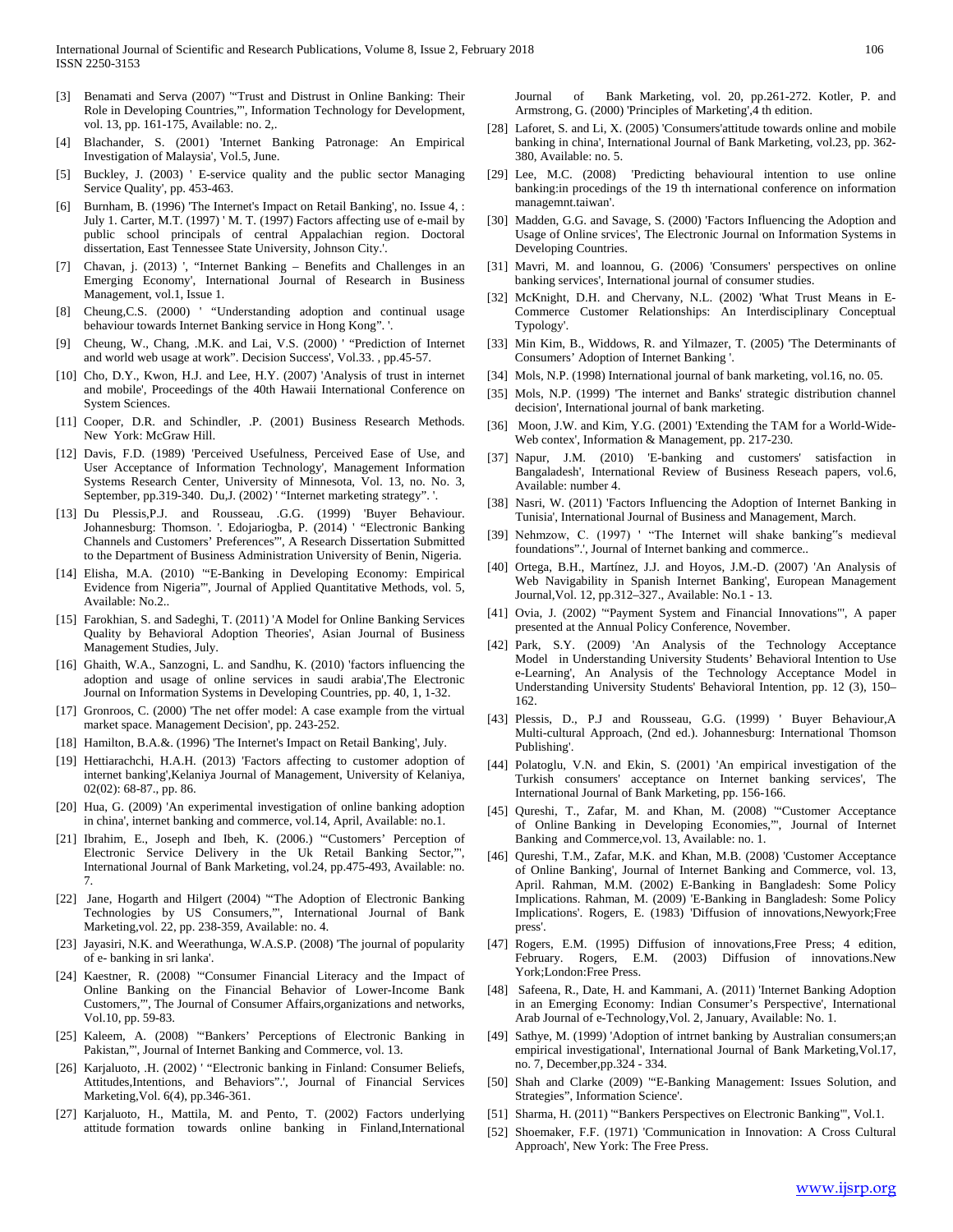[3] Benamati and Serva (2007) '"Trust and Distrust in Online Banking: Their Role in Developing Countries,"', Information Technology for Development, vol. 13, pp. 161-175, Available: no. 2,.

[4] Blachander, S. (2001) 'Internet Banking Patronage: An Empirical Investigation of Malaysia', Vol.5, June.

[5] Buckley, J. (2003) ' E-service quality and the public sector Managing Service Quality', pp. 453-463.

[6] Burnham, B. (1996) 'The Internet's Impact on Retail Banking', no. Issue 4, : July 1. Carter, M.T. (1997) ' M. T. (1997) Factors affecting use of e-mail by public school principals of central Appalachian region. Doctoral dissertation, East Tennessee State University, Johnson City.'.

[7] Chavan, j. (2013) ', "Internet Banking – Benefits and Challenges in an Emerging Economy', International Journal of Research in Business Management, vol.1, Issue 1.

[8] Cheung,C.S. (2000) ' "Understanding adoption and continual usage behaviour towards Internet Banking service in Hong Kong". '.

[9] Cheung, W., Chang, .M.K. and Lai, V.S. (2000) ' "Prediction of Internet and world web usage at work". Decision Success', Vol.33. , pp.45-57.

[10] Cho, D.Y., Kwon, H.J. and Lee, H.Y. (2007) 'Analysis of trust in internet and mobile', Proceedings of the 40th Hawaii International Conference on System Sciences.

[11] Cooper, D.R. and Schindler, .P. (2001) Business Research Methods. New York: McGraw Hill.

[12] Davis, F.D. (1989) 'Perceived Usefulness, Perceived Ease of Use, and User Acceptance of Information Technology', Management Information Systems Research Center, University of Minnesota, Vol. 13, no. No. 3, September, pp.319-340. Du,J. (2002) ' "Internet marketing strategy". '.

[13] Du Plessis,P.J. and Rousseau, .G.G. (1999) 'Buyer Behaviour. Johannesburg: Thomson. '. Edojariogba, P. (2014) ' "Electronic Banking Channels and Customers' Preferences"', A Research Dissertation Submitted to the Department of Business Administration University of Benin, Nigeria.

[14] Elisha, M.A. (2010) '"E-Banking in Developing Economy: Empirical Evidence from Nigeria"', Journal of Applied Quantitative Methods, vol. 5, Available: No.2..

[15] Farokhian, S. and Sadeghi, T. (2011) 'A Model for Online Banking Services Quality by Behavioral Adoption Theories', Asian Journal of Business Management Studies, July.

[16] Ghaith, W.A., Sanzogni, L. and Sandhu, K. (2010) 'factors influencing the adoption and usage of online services in saudi arabia',The Electronic Journal on Information Systems in Developing Countries, pp. 40, 1, 1-32.

[17] Gronroos, C. (2000) 'The net offer model: A case example from the virtual market space. Management Decision', pp. 243-252.

[18] Hamilton, B.A.&. (1996) 'The Internet's Impact on Retail Banking', July.

[19] Hettiarachchi, H.A.H. (2013) 'Factors affecting to customer adoption of internet banking',Kelaniya Journal of Management, University of Kelaniya, 02(02): 68-87., pp. 86.

[20] Hua, G. (2009) 'An experimental investigation of online banking adoption in china', internet banking and commerce, vol.14, April, Available: no.1.

[21] Ibrahim, E., Joseph and Ibeh, K. (2006.) '"Customers' Perception of Electronic Service Delivery in the Uk Retail Banking Sector,"', International Journal of Bank Marketing, vol.24, pp.475-493, Available: no. 7.

[22] Jane, Hogarth and Hilgert (2004) '"The Adoption of Electronic Banking Technologies by US Consumers,"', International Journal of Bank Marketing,vol. 22, pp. 238-359, Available: no. 4.

[23] Jayasiri, N.K. and Weerathunga, W.A.S.P. (2008) 'The journal of popularity of e- banking in sri lanka'.

[24] Kaestner, R. (2008) '"Consumer Financial Literacy and the Impact of Online Banking on the Financial Behavior of Lower-Income Bank Customers,"', The Journal of Consumer Affairs,organizations and networks, Vol.10, pp. 59-83.

[25] Kaleem, A. (2008) '"Bankers' Perceptions of Electronic Banking in Pakistan,"', Journal of Internet Banking and Commerce, vol. 13.

[26] Karjaluoto, .H. (2002) ' "Electronic banking in Finland: Consumer Beliefs, Attitudes,Intentions, and Behaviors".', Journal of Financial Services Marketing,Vol. 6(4), pp.346-361.

[27] Karjaluoto, H., Mattila, M. and Pento, T. (2002) Factors underlying attitude formation towards online banking in Finland,International Journal of Bank Marketing, vol. 20, pp.261-272. Kotler, P. and Armstrong, G. (2000) 'Principles of Marketing',4 th edition.

[28] Laforet, S. and Li, X. (2005) 'Consumers'attitude towards online and mobile banking in china', International Journal of Bank Marketing, vol.23, pp. 362-380, Available: no. 5.

[29] Lee, M.C. (2008) 'Predicting behavioural intention to use online banking:in procedings of the 19 th international conference on information managemnt.taiwan'.

[30] Madden, G.G. and Savage, S. (2000) 'Factors Influencing the Adoption and Usage of Online srvices', The Electronic Journal on Information Systems in Developing Countries.

[31] Mavri, M. and Ioannou, G. (2006) 'Consumers' perspectives on online banking services', International journal of consumer studies.

[32] McKnight, D.H. and Chervany, N.L. (2002) 'What Trust Means in E-Commerce Customer Relationships: An Interdisciplinary Conceptual Typology'.

[33] Min Kim, B., Widdows, R. and Yilmazer, T. (2005) 'The Determinants of Consumers' Adoption of Internet Banking '.

[34] Mols, N.P. (1998) International journal of bank marketing, vol.16, no. 05.

[35] Mols, N.P. (1999) 'The internet and Banks' strategic distribution channel decision', International journal of bank marketing.

[36] Moon, J.W. and Kim, Y.G. (2001) 'Extending the TAM for a World-Wide-Web contex', Information & Management, pp. 217-230.

[37] Napur, J.M. (2010) 'E-banking and customers' satisfaction in Bangaladesh', International Review of Business Reseach papers, vol.6, Available: number 4.

[38] Nasri, W. (2011) 'Factors Influencing the Adoption of Internet Banking in Tunisia', International Journal of Business and Management, March.

[39] Nehmzow, C. (1997) ' "The Internet will shake banking"s medieval foundations".', Journal of Internet banking and commerce..

[40] Ortega, B.H., Martínez, J.J. and Hoyos, J.M.-D. (2007) 'An Analysis of Web Navigability in Spanish Internet Banking', European Management Journal,Vol. 12, pp.312–327., Available: No.1 - 13.

[41] Ovia, J. (2002) '"Payment System and Financial Innovations"', A paper presented at the Annual Policy Conference, November.

[42] Park, S.Y. (2009) 'An Analysis of the Technology Acceptance Model in Understanding University Students' Behavioral Intention to Use e-Learning', An Analysis of the Technology Acceptance Model in Understanding University Students' Behavioral Intention, pp. 12 (3), 150–162.

[43] Plessis, D., P.J and Rousseau, G.G. (1999) ' Buyer Behaviour,A Multi-cultural Approach, (2nd ed.). Johannesburg: International Thomson Publishing'.

[44] Polatoglu, V.N. and Ekin, S. (2001) 'An empirical investigation of the Turkish consumers' acceptance on Internet banking services', The International Journal of Bank Marketing, pp. 156-166.

[45] Qureshi, T., Zafar, M. and Khan, M. (2008) '"Customer Acceptance of Online Banking in Developing Economies,"', Journal of Internet Banking and Commerce,vol. 13, Available: no. 1.

[46] Qureshi, T.M., Zafar, M.K. and Khan, M.B. (2008) 'Customer Acceptance of Online Banking', Journal of Internet Banking and Commerce, vol. 13, April. Rahman, M.M. (2002) E-Banking in Bangladesh: Some Policy Implications. Rahman, M.M. (2009) 'E-Banking in Bangladesh: Some Policy Implications'. Rogers, E. (1983) 'Diffusion of innovations,Newyork;Free press'.

[47] Rogers, E.M. (1995) Diffusion of innovations,Free Press; 4 edition, February. Rogers, E.M. (2003) Diffusion of innovations.New York;London:Free Press.

[48] Safeena, R., Date, H. and Kammani, A. (2011) 'Internet Banking Adoption in an Emerging Economy: Indian Consumer's Perspective', International Arab Journal of e-Technology,Vol. 2, January, Available: No. 1.

[49] Sathye, M. (1999) 'Adoption of intrnet banking by Australian consumers;an empirical investigational', International Journal of Bank Marketing,Vol.17, no. 7, December,pp.324 - 334.

[50] Shah and Clarke (2009) '"E-Banking Management: Issues Solution, and Strategies", Information Science'.

[51] Sharma, H. (2011) '"Bankers Perspectives on Electronic Banking"', Vol.1.

[52] Shoemaker, F.F. (1971) 'Communication in Innovation: A Cross Cultural Approach', New York: The Free Press.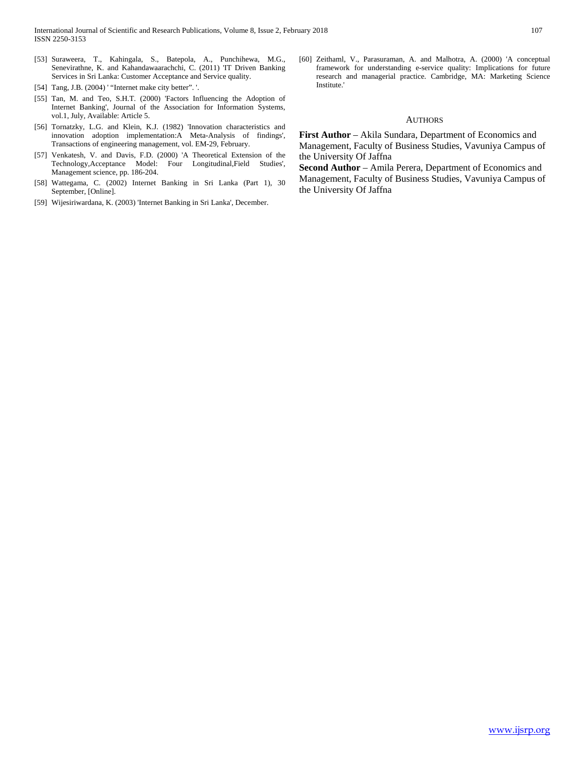[53] Suraweera, T., Kahingala, S., Batepola, A., Punchihewa, M.G., Senevirathne, K. and Kahandawaarachchi, C. (2011) 'IT Driven Banking Services in Sri Lanka: Customer Acceptance and Service quality.

[54] Tang, J.B. (2004) ' "Internet make city better". '.

[55] Tan, M. and Teo, S.H.T. (2000) 'Factors Influencing the Adoption of Internet Banking', Journal of the Association for Information Systems, vol.1, July, Available: Article 5.

[56] Tornatzky, L.G. and Klein, K.J. (1982) 'Innovation characteristics and innovation adoption implementation:A Meta-Analysis of findings', Transactions of engineering management, vol. EM-29, February.

[57] Venkatesh, V. and Davis, F.D. (2000) 'A Theoretical Extension of the Technology,Acceptance Model: Four Longitudinal,Field Studies', Management science, pp. 186-204.

[58] Wattegama, C. (2002) Internet Banking in Sri Lanka (Part 1), 30 September, [Online].

[59] Wijesiriwardana, K. (2003) 'Internet Banking in Sri Lanka', December.

[60] Zeithaml, V., Parasuraman, A. and Malhotra, A. (2000) 'A conceptual framework for understanding e-service quality: Implications for future research and managerial practice. Cambridge, MA: Marketing Science Institute.'

## AUTHORS

**First Author** – Akila Sundara, Department of Economics and Management, Faculty of Business Studies, Vavuniya Campus of the University Of Jaffna

**Second Author** – Amila Perera, Department of Economics and Management, Faculty of Business Studies, Vavuniya Campus of the University Of Jaffna